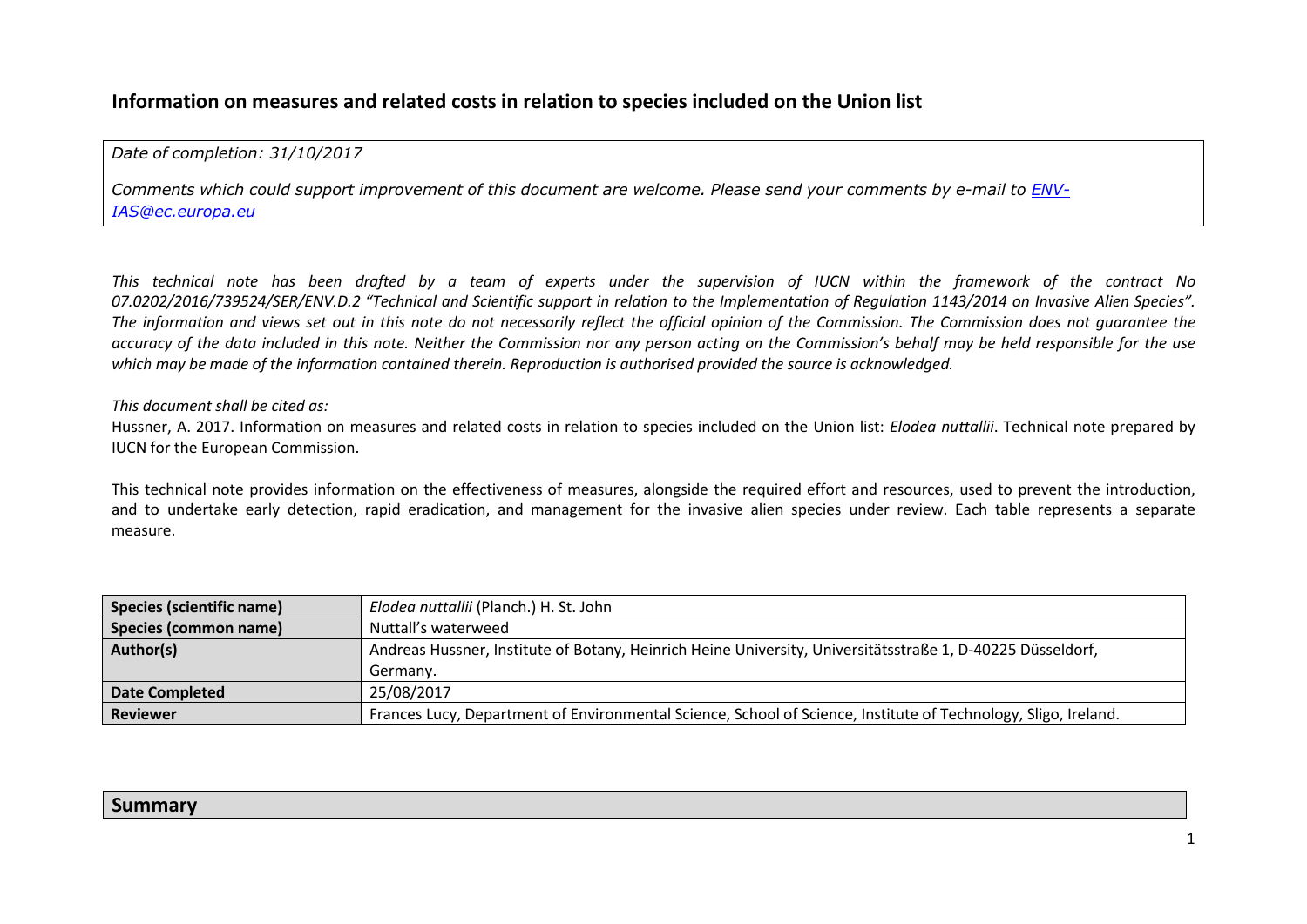# Information on measures and related costs in relation to species included on the Union list

*Date of completion: 31/10/2017*

*Comments which could support improvement of this document are welcome. Please send your comments by e-mail to [ENV-IAS@ec.europa.eu](mailto:ENV-IAS@ec.europa.eu)*

*This technical note has been drafted by a team of experts under the supervision of IUCN within the framework of the contract No 07.0202/2016/739524/SER/ENV.D.2 "Technical and Scientific support in relation to the Implementation of Regulation 1143/2014 on Invasive Alien Species". The information and views set out in this note do not necessarily reflect the official opinion of the Commission. The Commission does not guarantee the accuracy of the data included in this note. Neither the Commission nor any person acting on the Commission's behalf may be held responsible for the use which may be made of the information contained therein. Reproduction is authorised provided the source is acknowledged.*

*This document shall be cited as:*

Hussner, A. 2017. Information on measures and related costs in relation to species included on the Union list: *Elodea nuttallii*. Technical note prepared by IUCN for the European Commission.

This technical note provides information on the effectiveness of measures, alongside the required effort and resources, used to prevent the introduction, and to undertake early detection, rapid eradication, and management for the invasive alien species under review. Each table represents a separate measure.

| **Species (scientific name)** | *Elodea nuttallii* (Planch.) H. St. John |
|---|---|
| **Species (common name)** | Nuttall's waterweed |
| **Author(s)** | Andreas Hussner, Institute of Botany, Heinrich Heine University, Universitätsstraße 1, D-40225 Düsseldorf, Germany. |
| **Date Completed** | 25/08/2017 |
| **Reviewer** | Frances Lucy, Department of Environmental Science, School of Science, Institute of Technology, Sligo, Ireland. |

## Summary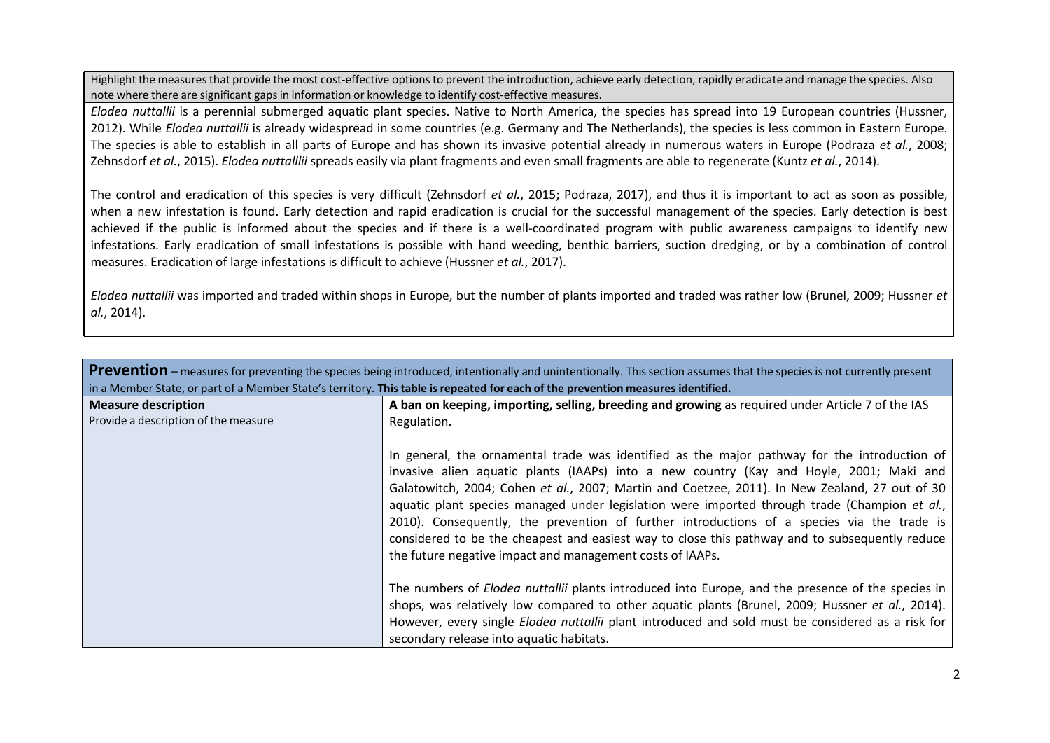| Highlight the measures that provide the most cost-effective options to prevent the introduction, achieve early detection, rapidly eradicate and manage the species. Also note where there are significant gaps in information or knowledge to identify cost-effective measures. |
|---|
| *Elodea nuttallii* is a perennial submerged aquatic plant species. Native to North America, the species has spread into 19 European countries (Hussner, 2012). While *Elodea nuttallii* is already widespread in some countries (e.g. Germany and The Netherlands), the species is less common in Eastern Europe. The species is able to establish in all parts of Europe and has shown its invasive potential already in numerous waters in Europe (Podraza *et al.*, 2008; Zehnsdorf *et al.*, 2015). *Elodea nuttalllii* spreads easily via plant fragments and even small fragments are able to regenerate (Kuntz *et al.*, 2014).<br><br>The control and eradication of this species is very difficult (Zehnsdorf *et al.*, 2015; Podraza, 2017), and thus it is important to act as soon as possible, when a new infestation is found. Early detection and rapid eradication is crucial for the successful management of the species. Early detection is best achieved if the public is informed about the species and if there is a well-coordinated program with public awareness campaigns to identify new infestations. Early eradication of small infestations is possible with hand weeding, benthic barriers, suction dredging, or by a combination of control measures. Eradication of large infestations is difficult to achieve (Hussner *et al.*, 2017).<br><br>*Elodea nuttallii* was imported and traded within shops in Europe, but the number of plants imported and traded was rather low (Brunel, 2009; Hussner *et al.*, 2014). |

| **Prevention** – measures for preventing the species being introduced, intentionally and unintentionally. This section assumes that the species is not currently present in a Member State, or part of a Member State's territory. **This table is repeated for each of the prevention measures identified.** | |
|---|---|
| **Measure description**<br>Provide a description of the measure | **A ban on keeping, importing, selling, breeding and growing** as required under Article 7 of the IAS Regulation.<br><br>In general, the ornamental trade was identified as the major pathway for the introduction of invasive alien aquatic plants (IAAPs) into a new country (Kay and Hoyle, 2001; Maki and Galatowitch, 2004; Cohen *et al.*, 2007; Martin and Coetzee, 2011). In New Zealand, 27 out of 30 aquatic plant species managed under legislation were imported through trade (Champion *et al.*, 2010). Consequently, the prevention of further introductions of a species via the trade is considered to be the cheapest and easiest way to close this pathway and to subsequently reduce the future negative impact and management costs of IAAPs.<br><br>The numbers of *Elodea nuttallii* plants introduced into Europe, and the presence of the species in shops, was relatively low compared to other aquatic plants (Brunel, 2009; Hussner *et al.*, 2014). However, every single *Elodea nuttallii* plant introduced and sold must be considered as a risk for secondary release into aquatic habitats. |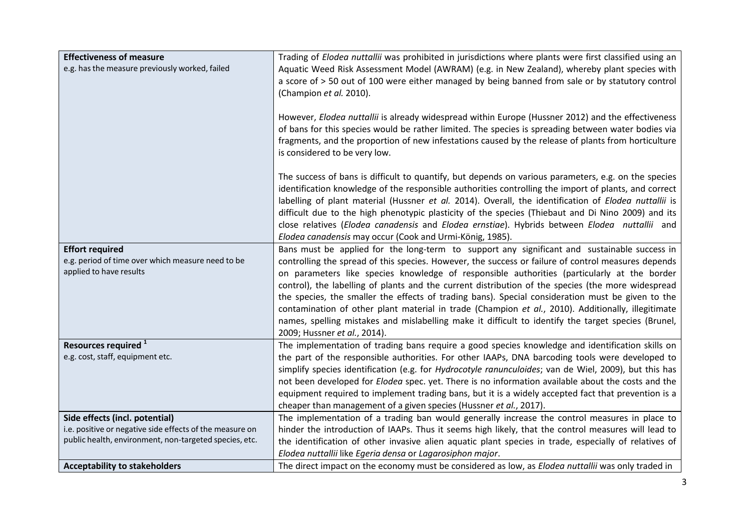| | |
|---|---|
| **Effectiveness of measure**<br>e.g. has the measure previously worked, failed | Trading of *Elodea nuttallii* was prohibited in jurisdictions where plants were first classified using an Aquatic Weed Risk Assessment Model (AWRAM) (e.g. in New Zealand), whereby plant species with a score of > 50 out of 100 were either managed by being banned from sale or by statutory control (Champion *et al.* 2010).<br><br>However, *Elodea nuttallii* is already widespread within Europe (Hussner 2012) and the effectiveness of bans for this species would be rather limited. The species is spreading between water bodies via fragments, and the proportion of new infestations caused by the release of plants from horticulture is considered to be very low.<br><br>The success of bans is difficult to quantify, but depends on various parameters, e.g. on the species identification knowledge of the responsible authorities controlling the import of plants, and correct labelling of plant material (Hussner *et al.* 2014). Overall, the identification of *Elodea nuttallii* is difficult due to the high phenotypic plasticity of the species (Thiebaut and Di Nino 2009) and its close relatives (*Elodea canadensis* and *Elodea ernstiae*). Hybrids between *Elodea nuttallii* and *Elodea canadensis* may occur (Cook and Urmi-König, 1985). |
| **Effort required**<br>e.g. period of time over which measure need to be applied to have results | Bans must be applied for the long-term to support any significant and sustainable success in controlling the spread of this species. However, the success or failure of control measures depends on parameters like species knowledge of responsible authorities (particularly at the border control), the labelling of plants and the current distribution of the species (the more widespread the species, the smaller the effects of trading bans). Special consideration must be given to the contamination of other plant material in trade (Champion *et al.*, 2010). Additionally, illegitimate names, spelling mistakes and mislabelling make it difficult to identify the target species (Brunel, 2009; Hussner *et al.*, 2014). |
| **Resources required** [1]<br>e.g. cost, staff, equipment etc. | The implementation of trading bans require a good species knowledge and identification skills on the part of the responsible authorities. For other IAAPs, DNA barcoding tools were developed to simplify species identification (e.g. for *Hydrocotyle ranunculoides*; van de Wiel, 2009), but this has not been developed for *Elodea* spec. yet. There is no information available about the costs and the equipment required to implement trading bans, but it is a widely accepted fact that prevention is a cheaper than management of a given species (Hussner *et al.*, 2017). |
| **Side effects (incl. potential)**<br>i.e. positive or negative side effects of the measure on public health, environment, non-targeted species, etc. | The implementation of a trading ban would generally increase the control measures in place to hinder the introduction of IAAPs. Thus it seems high likely, that the control measures will lead to the identification of other invasive alien aquatic plant species in trade, especially of relatives of *Elodea nuttallii* like *Egeria densa* or *Lagarosiphon major*. |
| **Acceptability to stakeholders** | The direct impact on the economy must be considered as low, as *Elodea nuttallii* was only traded in |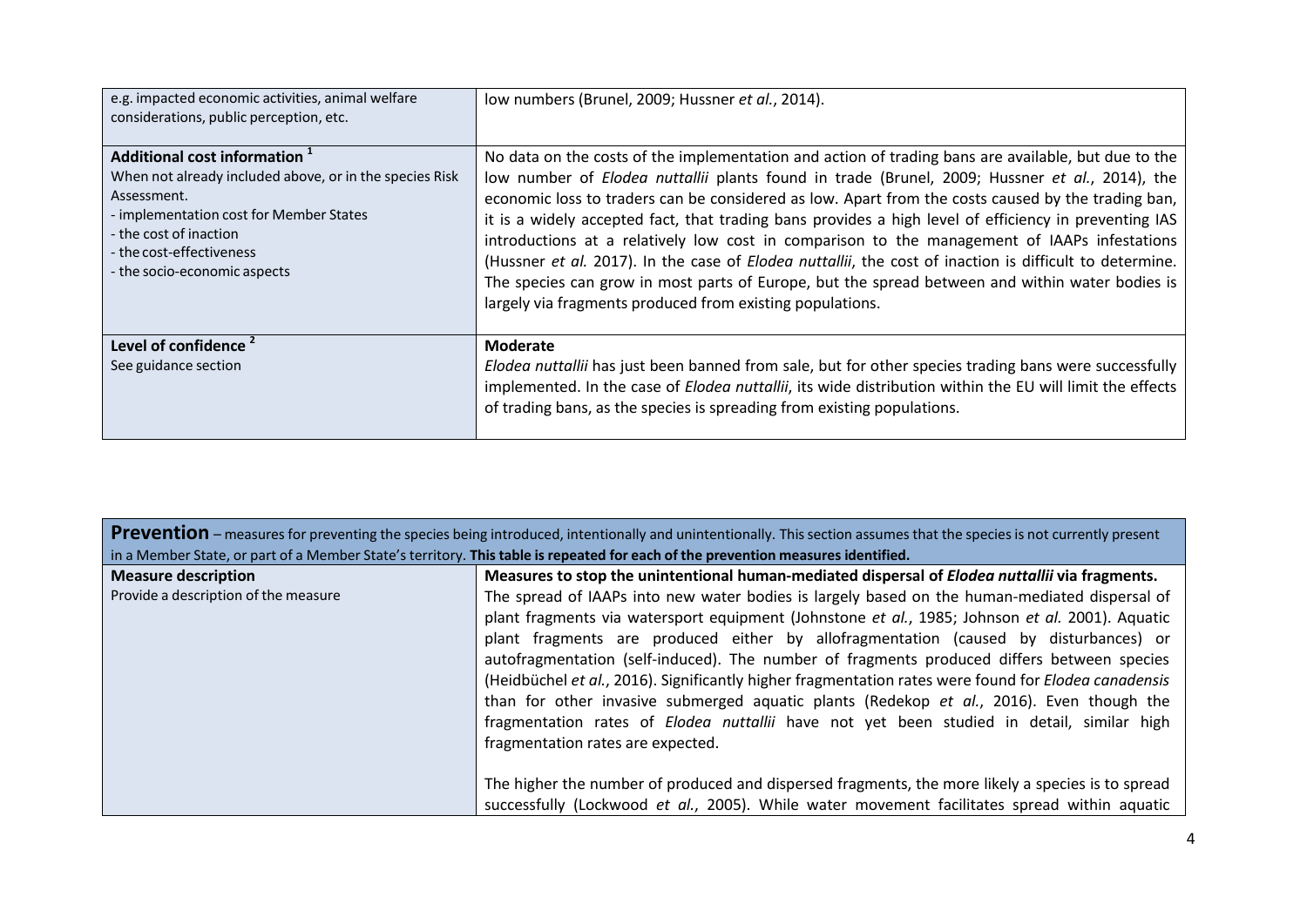| | |
|---|---|
| e.g. impacted economic activities, animal welfare considerations, public perception, etc. | low numbers (Brunel, 2009; Hussner *et al.*, 2014). |
| **Additional cost information** [1]<br>When not already included above, or in the species Risk Assessment.<br>- implementation cost for Member States<br>- the cost of inaction<br>- the cost-effectiveness<br>- the socio-economic aspects | No data on the costs of the implementation and action of trading bans are available, but due to the low number of *Elodea nuttallii* plants found in trade (Brunel, 2009; Hussner *et al.*, 2014), the economic loss to traders can be considered as low. Apart from the costs caused by the trading ban, it is a widely accepted fact, that trading bans provides a high level of efficiency in preventing IAS introductions at a relatively low cost in comparison to the management of IAAPs infestations (Hussner *et al.* 2017). In the case of *Elodea nuttallii*, the cost of inaction is difficult to determine. The species can grow in most parts of Europe, but the spread between and within water bodies is largely via fragments produced from existing populations. |
| **Level of confidence** [2]<br>See guidance section | **Moderate**<br>*Elodea nuttallii* has just been banned from sale, but for other species trading bans were successfully implemented. In the case of *Elodea nuttallii*, its wide distribution within the EU will limit the effects of trading bans, as the species is spreading from existing populations. |

| **Prevention** – measures for preventing the species being introduced, intentionally and unintentionally. This section assumes that the species is not currently present in a Member State, or part of a Member State's territory. **This table is repeated for each of the prevention measures identified.** | |
|---|---|
| **Measure description**<br>Provide a description of the measure | **Measures to stop the unintentional human-mediated dispersal of *Elodea nuttallii* via fragments.**<br>The spread of IAAPs into new water bodies is largely based on the human-mediated dispersal of plant fragments via watersport equipment (Johnstone *et al.*, 1985; Johnson *et al.* 2001). Aquatic plant fragments are produced either by allofragmentation (caused by disturbances) or autofragmentation (self-induced). The number of fragments produced differs between species (Heidbüchel *et al.*, 2016). Significantly higher fragmentation rates were found for *Elodea canadensis* than for other invasive submerged aquatic plants (Redekop *et al.*, 2016). Even though the fragmentation rates of *Elodea nuttallii* have not yet been studied in detail, similar high fragmentation rates are expected.<br><br>The higher the number of produced and dispersed fragments, the more likely a species is to spread successfully (Lockwood *et al.*, 2005). While water movement facilitates spread within aquatic |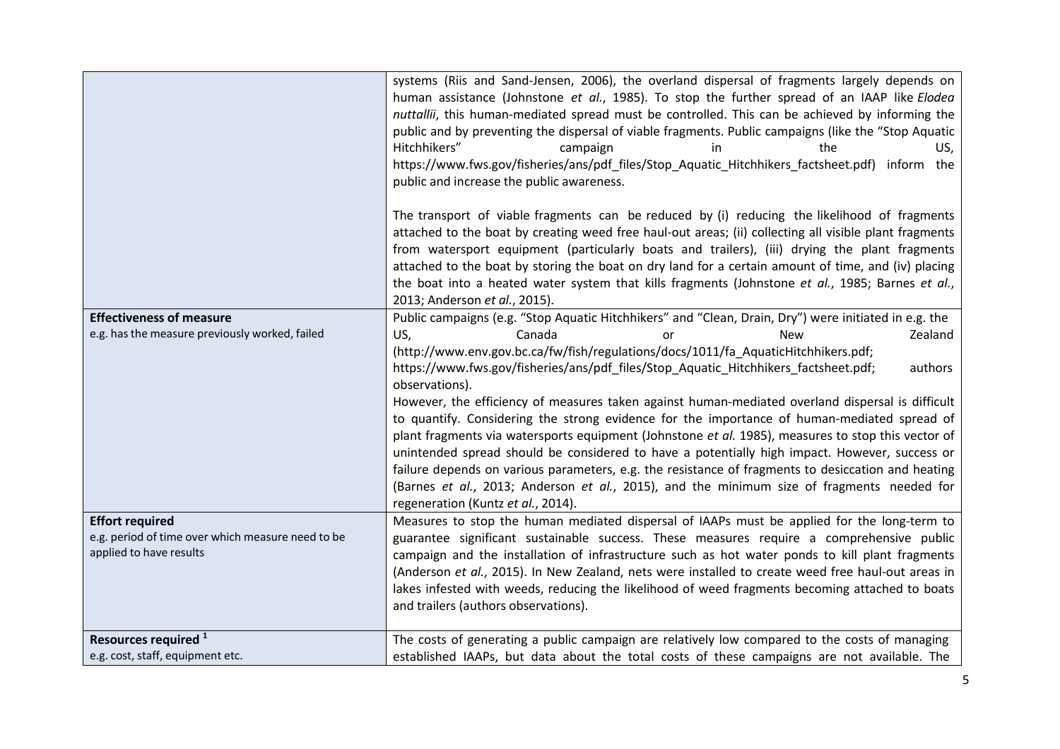| | |
|---|---|
| | systems (Riis and Sand-Jensen, 2006), the overland dispersal of fragments largely depends on human assistance (Johnstone *et al.*, 1985). To stop the further spread of an IAAP like *Elodea nuttallii*, this human-mediated spread must be controlled. This can be achieved by informing the public and by preventing the dispersal of viable fragments. Public campaigns (like the "Stop Aquatic Hitchhikers" campaign in the US, https://www.fws.gov/fisheries/ans/pdf_files/Stop_Aquatic_Hitchhikers_factsheet.pdf) inform the public and increase the public awareness.<br><br>The transport of viable fragments can be reduced by (i) reducing the likelihood of fragments attached to the boat by creating weed free haul-out areas; (ii) collecting all visible plant fragments from watersport equipment (particularly boats and trailers), (iii) drying the plant fragments attached to the boat by storing the boat on dry land for a certain amount of time, and (iv) placing the boat into a heated water system that kills fragments (Johnstone *et al.*, 1985; Barnes *et al.*, 2013; Anderson *et al.*, 2015). |
| **Effectiveness of measure**<br>e.g. has the measure previously worked, failed | Public campaigns (e.g. "Stop Aquatic Hitchhikers" and "Clean, Drain, Dry") were initiated in e.g. the US, Canada or New Zealand (http://www.env.gov.bc.ca/fw/fish/regulations/docs/1011/fa_AquaticHitchhikers.pdf; https://www.fws.gov/fisheries/ans/pdf_files/Stop_Aquatic_Hitchhikers_factsheet.pdf; authors observations).<br>However, the efficiency of measures taken against human-mediated overland dispersal is difficult to quantify. Considering the strong evidence for the importance of human-mediated spread of plant fragments via watersports equipment (Johnstone *et al.* 1985), measures to stop this vector of unintended spread should be considered to have a potentially high impact. However, success or failure depends on various parameters, e.g. the resistance of fragments to desiccation and heating (Barnes *et al.*, 2013; Anderson *et al.*, 2015), and the minimum size of fragments needed for regeneration (Kuntz *et al.*, 2014). |
| **Effort required**<br>e.g. period of time over which measure need to be applied to have results | Measures to stop the human mediated dispersal of IAAPs must be applied for the long-term to guarantee significant sustainable success. These measures require a comprehensive public campaign and the installation of infrastructure such as hot water ponds to kill plant fragments (Anderson *et al.*, 2015). In New Zealand, nets were installed to create weed free haul-out areas in lakes infested with weeds, reducing the likelihood of weed fragments becoming attached to boats and trailers (authors observations). |
| **Resources required** [1]<br>e.g. cost, staff, equipment etc. | The costs of generating a public campaign are relatively low compared to the costs of managing established IAAPs, but data about the total costs of these campaigns are not available. The |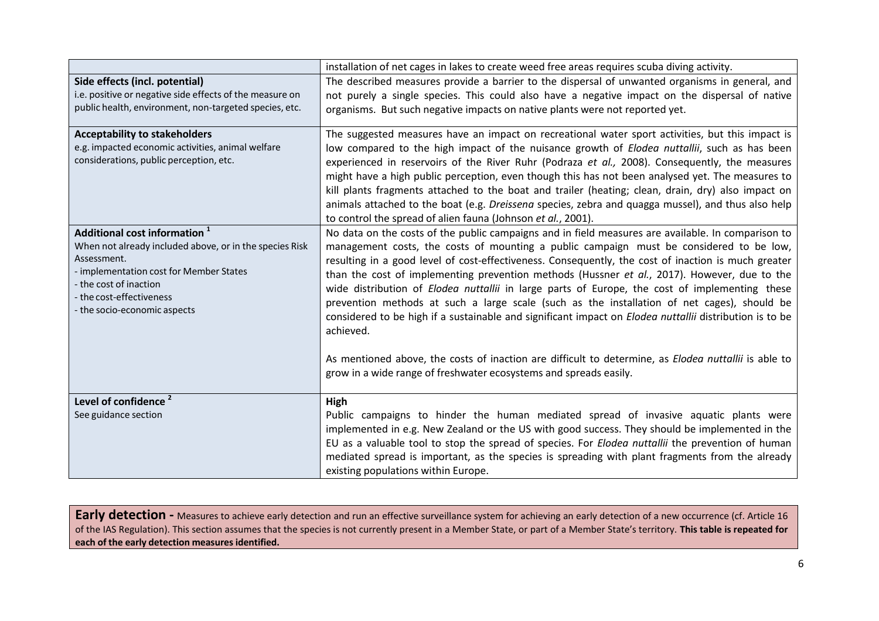| | |
|---|---|
| | installation of net cages in lakes to create weed free areas requires scuba diving activity. |
| **Side effects (incl. potential)**<br>i.e. positive or negative side effects of the measure on public health, environment, non-targeted species, etc. | The described measures provide a barrier to the dispersal of unwanted organisms in general, and not purely a single species. This could also have a negative impact on the dispersal of native organisms. But such negative impacts on native plants were not reported yet. |
| **Acceptability to stakeholders**<br>e.g. impacted economic activities, animal welfare considerations, public perception, etc. | The suggested measures have an impact on recreational water sport activities, but this impact is low compared to the high impact of the nuisance growth of *Elodea nuttallii*, such as has been experienced in reservoirs of the River Ruhr (Podraza *et al.,* 2008). Consequently, the measures might have a high public perception, even though this has not been analysed yet. The measures to kill plants fragments attached to the boat and trailer (heating; clean, drain, dry) also impact on animals attached to the boat (e.g. *Dreissena* species, zebra and quagga mussel), and thus also help to control the spread of alien fauna (Johnson *et al.*, 2001). |
| **Additional cost information** [1]<br>When not already included above, or in the species Risk Assessment.<br>- implementation cost for Member States<br>- the cost of inaction<br>- the cost-effectiveness<br>- the socio-economic aspects | No data on the costs of the public campaigns and in field measures are available. In comparison to management costs, the costs of mounting a public campaign must be considered to be low, resulting in a good level of cost-effectiveness. Consequently, the cost of inaction is much greater than the cost of implementing prevention methods (Hussner *et al.*, 2017). However, due to the wide distribution of *Elodea nuttallii* in large parts of Europe, the cost of implementing these prevention methods at such a large scale (such as the installation of net cages), should be considered to be high if a sustainable and significant impact on *Elodea nuttallii* distribution is to be achieved.<br><br>As mentioned above, the costs of inaction are difficult to determine, as *Elodea nuttallii* is able to grow in a wide range of freshwater ecosystems and spreads easily. |
| **Level of confidence** [2]<br>See guidance section | **High**<br>Public campaigns to hinder the human mediated spread of invasive aquatic plants were implemented in e.g. New Zealand or the US with good success. They should be implemented in the EU as a valuable tool to stop the spread of species. For *Elodea nuttallii* the prevention of human mediated spread is important, as the species is spreading with plant fragments from the already existing populations within Europe. |

**Early detection -** Measures to achieve early detection and run an effective surveillance system for achieving an early detection of a new occurrence (cf. Article 16 of the IAS Regulation). This section assumes that the species is not currently present in a Member State, or part of a Member State's territory. **This table is repeated for each of the early detection measures identified.**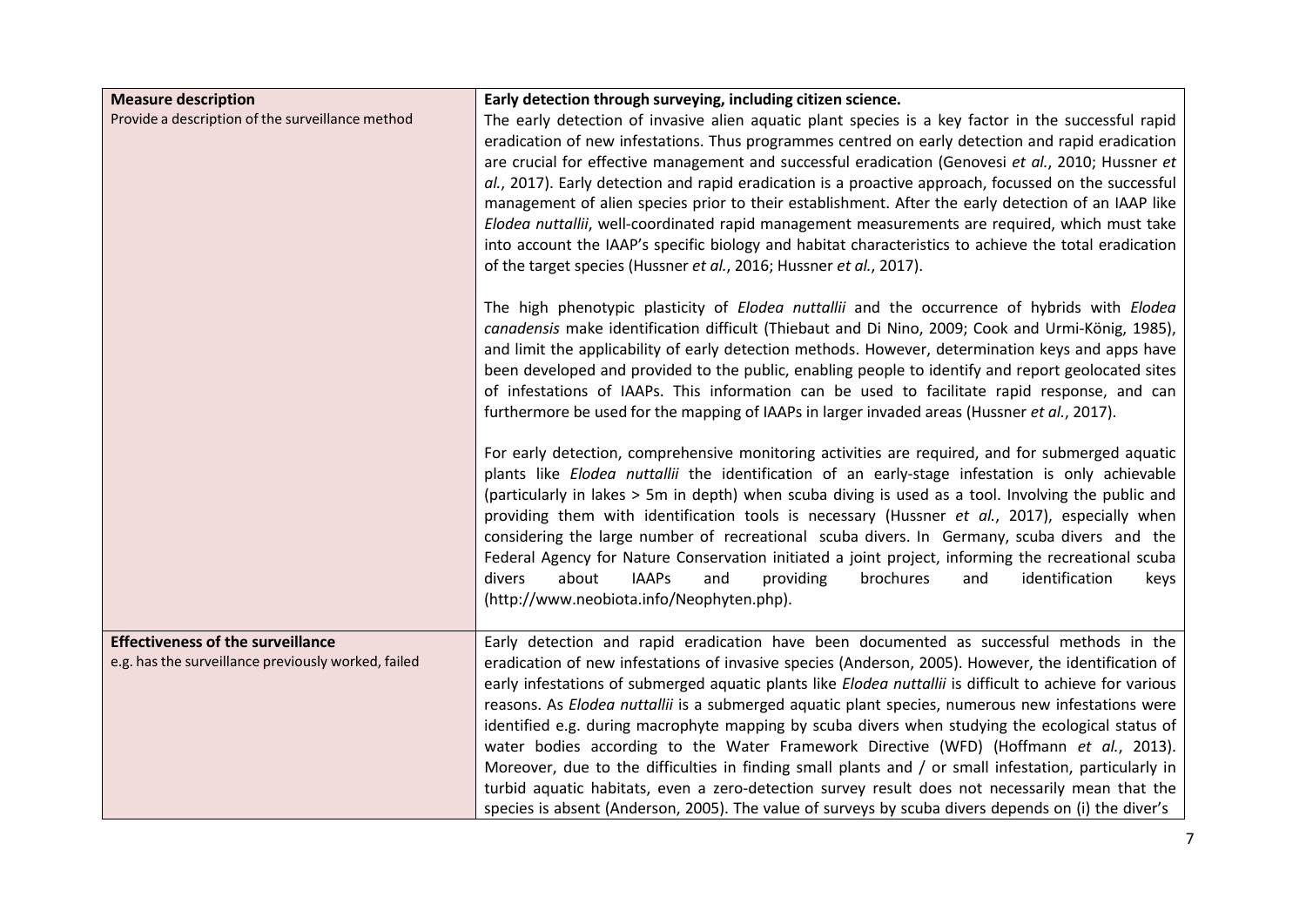| **Measure description**<br>Provide a description of the surveillance method | **Early detection through surveying, including citizen science.**<br>The early detection of invasive alien aquatic plant species is a key factor in the successful rapid eradication of new infestations. Thus programmes centred on early detection and rapid eradication are crucial for effective management and successful eradication (Genovesi *et al.*, 2010; Hussner *et al.*, 2017). Early detection and rapid eradication is a proactive approach, focussed on the successful management of alien species prior to their establishment. After the early detection of an IAAP like *Elodea nuttallii*, well-coordinated rapid management measurements are required, which must take into account the IAAP's specific biology and habitat characteristics to achieve the total eradication of the target species (Hussner *et al.*, 2016; Hussner *et al.*, 2017).<br><br>The high phenotypic plasticity of *Elodea nuttallii* and the occurrence of hybrids with *Elodea canadensis* make identification difficult (Thiebaut and Di Nino, 2009; Cook and Urmi-König, 1985), and limit the applicability of early detection methods. However, determination keys and apps have been developed and provided to the public, enabling people to identify and report geolocated sites of infestations of IAAPs. This information can be used to facilitate rapid response, and can furthermore be used for the mapping of IAAPs in larger invaded areas (Hussner *et al.*, 2017).<br><br>For early detection, comprehensive monitoring activities are required, and for submerged aquatic plants like *Elodea nuttallii* the identification of an early-stage infestation is only achievable (particularly in lakes > 5m in depth) when scuba diving is used as a tool. Involving the public and providing them with identification tools is necessary (Hussner *et al.*, 2017), especially when considering the large number of recreational scuba divers. In Germany, scuba divers and the Federal Agency for Nature Conservation initiated a joint project, informing the recreational scuba divers about IAAPs and providing brochures and identification keys (http://www.neobiota.info/Neophyten.php). |
|---|---|
| **Effectiveness of the surveillance**<br>e.g. has the surveillance previously worked, failed | Early detection and rapid eradication have been documented as successful methods in the eradication of new infestations of invasive species (Anderson, 2005). However, the identification of early infestations of submerged aquatic plants like *Elodea nuttallii* is difficult to achieve for various reasons. As *Elodea nuttallii* is a submerged aquatic plant species, numerous new infestations were identified e.g. during macrophyte mapping by scuba divers when studying the ecological status of water bodies according to the Water Framework Directive (WFD) (Hoffmann *et al.*, 2013). Moreover, due to the difficulties in finding small plants and / or small infestation, particularly in turbid aquatic habitats, even a zero-detection survey result does not necessarily mean that the species is absent (Anderson, 2005). The value of surveys by scuba divers depends on (i) the diver's |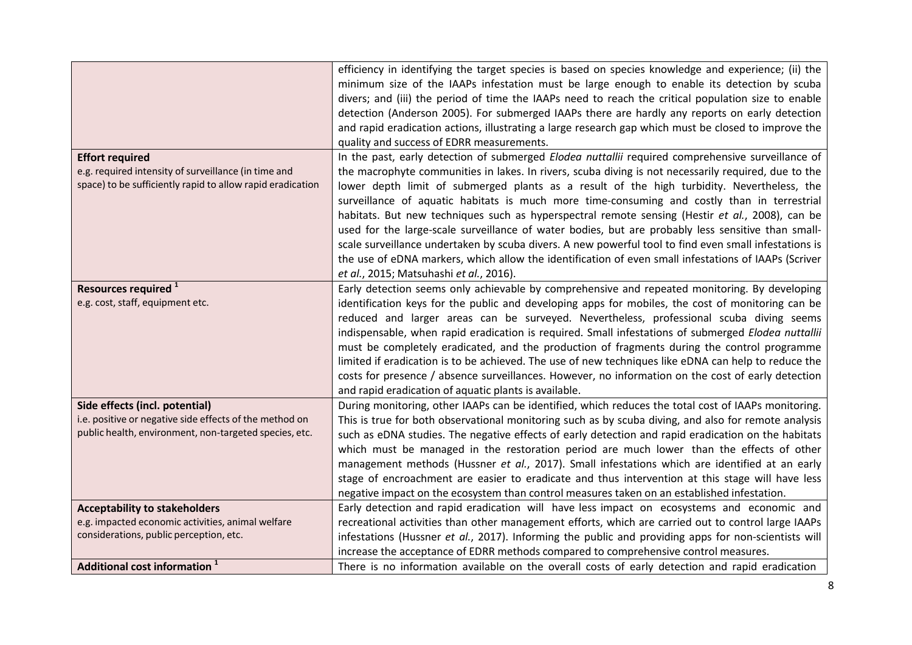| | |
|---|---|
| | efficiency in identifying the target species is based on species knowledge and experience; (ii) the minimum size of the IAAPs infestation must be large enough to enable its detection by scuba divers; and (iii) the period of time the IAAPs need to reach the critical population size to enable detection (Anderson 2005). For submerged IAAPs there are hardly any reports on early detection and rapid eradication actions, illustrating a large research gap which must be closed to improve the quality and success of EDRR measurements. |
| **Effort required**<br>e.g. required intensity of surveillance (in time and space) to be sufficiently rapid to allow rapid eradication | In the past, early detection of submerged *Elodea nuttallii* required comprehensive surveillance of the macrophyte communities in lakes. In rivers, scuba diving is not necessarily required, due to the lower depth limit of submerged plants as a result of the high turbidity. Nevertheless, the surveillance of aquatic habitats is much more time-consuming and costly than in terrestrial habitats. But new techniques such as hyperspectral remote sensing (Hestir *et al.*, 2008), can be used for the large-scale surveillance of water bodies, but are probably less sensitive than small-scale surveillance undertaken by scuba divers. A new powerful tool to find even small infestations is the use of eDNA markers, which allow the identification of even small infestations of IAAPs (Scriver *et al.*, 2015; Matsuhashi *et al.*, 2016). |
| **Resources required** [1]<br>e.g. cost, staff, equipment etc. | Early detection seems only achievable by comprehensive and repeated monitoring. By developing identification keys for the public and developing apps for mobiles, the cost of monitoring can be reduced and larger areas can be surveyed. Nevertheless, professional scuba diving seems indispensable, when rapid eradication is required. Small infestations of submerged *Elodea nuttallii* must be completely eradicated, and the production of fragments during the control programme limited if eradication is to be achieved. The use of new techniques like eDNA can help to reduce the costs for presence / absence surveillances. However, no information on the cost of early detection and rapid eradication of aquatic plants is available. |
| **Side effects (incl. potential)**<br>i.e. positive or negative side effects of the method on public health, environment, non-targeted species, etc. | During monitoring, other IAAPs can be identified, which reduces the total cost of IAAPs monitoring. This is true for both observational monitoring such as by scuba diving, and also for remote analysis such as eDNA studies. The negative effects of early detection and rapid eradication on the habitats which must be managed in the restoration period are much lower than the effects of other management methods (Hussner *et al.*, 2017). Small infestations which are identified at an early stage of encroachment are easier to eradicate and thus intervention at this stage will have less negative impact on the ecosystem than control measures taken on an established infestation. |
| **Acceptability to stakeholders**<br>e.g. impacted economic activities, animal welfare considerations, public perception, etc. | Early detection and rapid eradication will have less impact on ecosystems and economic and recreational activities than other management efforts, which are carried out to control large IAAPs infestations (Hussner *et al.*, 2017). Informing the public and providing apps for non-scientists will increase the acceptance of EDRR methods compared to comprehensive control measures. |
| **Additional cost information** [1] | There is no information available on the overall costs of early detection and rapid eradication |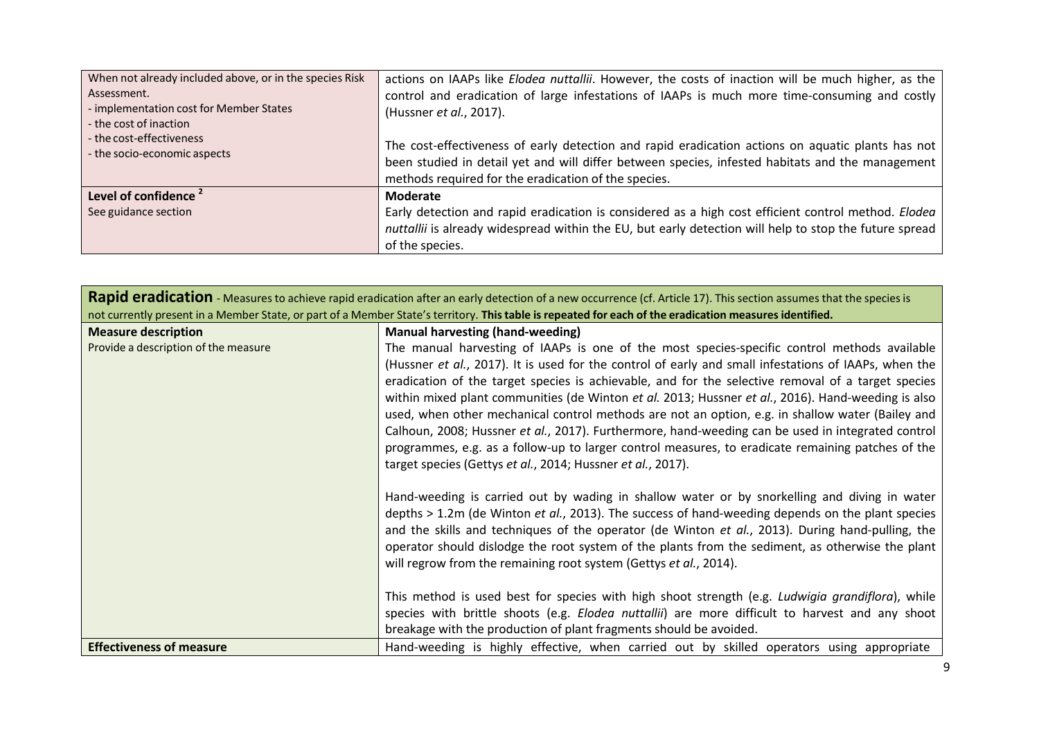| | |
|---|---|
| When not already included above, or in the species Risk Assessment.<br>- implementation cost for Member States<br>- the cost of inaction<br>- the cost-effectiveness<br>- the socio-economic aspects | actions on IAAPs like *Elodea nuttallii*. However, the costs of inaction will be much higher, as the control and eradication of large infestations of IAAPs is much more time-consuming and costly (Hussner *et al.*, 2017).<br><br>The cost-effectiveness of early detection and rapid eradication actions on aquatic plants has not been studied in detail yet and will differ between species, infested habitats and the management methods required for the eradication of the species. |
| **Level of confidence** [2]<br>See guidance section | **Moderate**<br>Early detection and rapid eradication is considered as a high cost efficient control method. *Elodea nuttallii* is already widespread within the EU, but early detection will help to stop the future spread of the species. |

| **Rapid eradication** - Measures to achieve rapid eradication after an early detection of a new occurrence (cf. Article 17). This section assumes that the species is not currently present in a Member State, or part of a Member State's territory. **This table is repeated for each of the eradication measures identified.** | |
|---|---|
| **Measure description**<br>Provide a description of the measure | **Manual harvesting (hand-weeding)**<br>The manual harvesting of IAAPs is one of the most species-specific control methods available (Hussner *et al.*, 2017). It is used for the control of early and small infestations of IAAPs, when the eradication of the target species is achievable, and for the selective removal of a target species within mixed plant communities (de Winton *et al.* 2013; Hussner *et al.*, 2016). Hand-weeding is also used, when other mechanical control methods are not an option, e.g. in shallow water (Bailey and Calhoun, 2008; Hussner *et al.*, 2017). Furthermore, hand-weeding can be used in integrated control programmes, e.g. as a follow-up to larger control measures, to eradicate remaining patches of the target species (Gettys *et al.*, 2014; Hussner *et al.*, 2017).<br><br>Hand-weeding is carried out by wading in shallow water or by snorkelling and diving in water depths > 1.2m (de Winton *et al.*, 2013). The success of hand-weeding depends on the plant species and the skills and techniques of the operator (de Winton *et al.*, 2013). During hand-pulling, the operator should dislodge the root system of the plants from the sediment, as otherwise the plant will regrow from the remaining root system (Gettys *et al.*, 2014).<br><br>This method is used best for species with high shoot strength (e.g. *Ludwigia grandiflora*), while species with brittle shoots (e.g. *Elodea nuttallii*) are more difficult to harvest and any shoot breakage with the production of plant fragments should be avoided. |
| **Effectiveness of measure** | Hand-weeding is highly effective, when carried out by skilled operators using appropriate |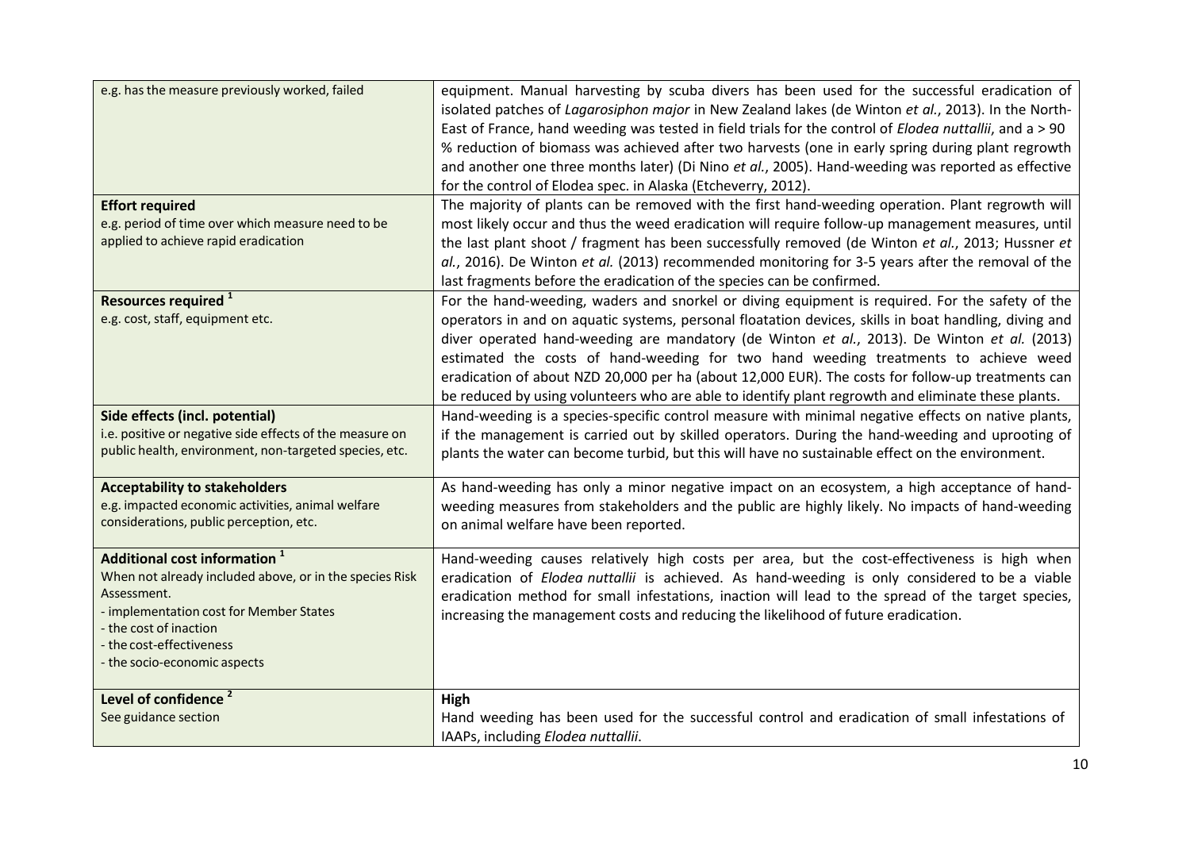| | |
|---|---|
| e.g. has the measure previously worked, failed | equipment. Manual harvesting by scuba divers has been used for the successful eradication of isolated patches of *Lagarosiphon major* in New Zealand lakes (de Winton *et al.*, 2013). In the North-East of France, hand weeding was tested in field trials for the control of *Elodea nuttallii*, and a > 90 % reduction of biomass was achieved after two harvests (one in early spring during plant regrowth and another one three months later) (Di Nino *et al.*, 2005). Hand-weeding was reported as effective for the control of Elodea spec. in Alaska (Etcheverry, 2012). |
| **Effort required**<br>e.g. period of time over which measure need to be applied to achieve rapid eradication | The majority of plants can be removed with the first hand-weeding operation. Plant regrowth will most likely occur and thus the weed eradication will require follow-up management measures, until the last plant shoot / fragment has been successfully removed (de Winton *et al.*, 2013; Hussner *et al.*, 2016). De Winton *et al.* (2013) recommended monitoring for 3-5 years after the removal of the last fragments before the eradication of the species can be confirmed. |
| **Resources required** [1]<br>e.g. cost, staff, equipment etc. | For the hand-weeding, waders and snorkel or diving equipment is required. For the safety of the operators in and on aquatic systems, personal floatation devices, skills in boat handling, diving and diver operated hand-weeding are mandatory (de Winton *et al.*, 2013). De Winton *et al.* (2013) estimated the costs of hand-weeding for two hand weeding treatments to achieve weed eradication of about NZD 20,000 per ha (about 12,000 EUR). The costs for follow-up treatments can be reduced by using volunteers who are able to identify plant regrowth and eliminate these plants. |
| **Side effects (incl. potential)**<br>i.e. positive or negative side effects of the measure on public health, environment, non-targeted species, etc. | Hand-weeding is a species-specific control measure with minimal negative effects on native plants, if the management is carried out by skilled operators. During the hand-weeding and uprooting of plants the water can become turbid, but this will have no sustainable effect on the environment. |
| **Acceptability to stakeholders**<br>e.g. impacted economic activities, animal welfare considerations, public perception, etc. | As hand-weeding has only a minor negative impact on an ecosystem, a high acceptance of hand-weeding measures from stakeholders and the public are highly likely. No impacts of hand-weeding on animal welfare have been reported. |
| **Additional cost information** [1]<br>When not already included above, or in the species Risk Assessment.<br>- implementation cost for Member States<br>- the cost of inaction<br>- the cost-effectiveness<br>- the socio-economic aspects | Hand-weeding causes relatively high costs per area, but the cost-effectiveness is high when eradication of *Elodea nuttallii* is achieved. As hand-weeding is only considered to be a viable eradication method for small infestations, inaction will lead to the spread of the target species, increasing the management costs and reducing the likelihood of future eradication. |
| **Level of confidence** [2]<br>See guidance section | **High**<br>Hand weeding has been used for the successful control and eradication of small infestations of IAAPs, including *Elodea nuttallii*. |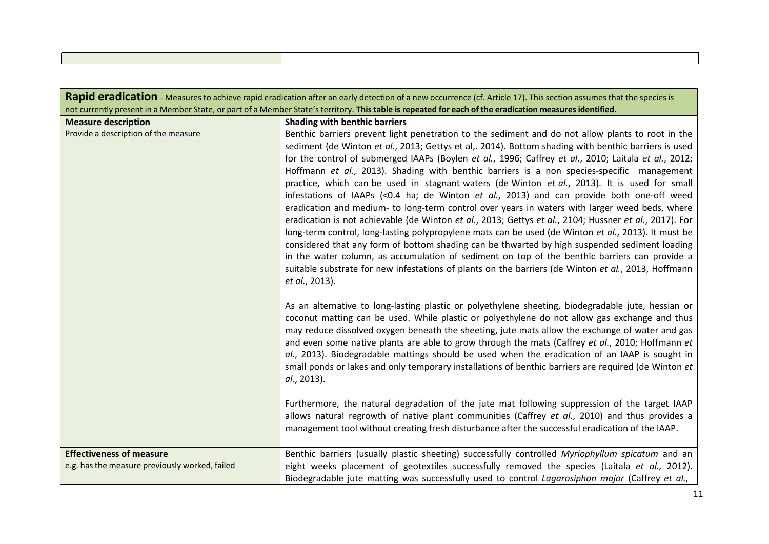| | |
|---|---|
| | |

| **Rapid eradication** - Measures to achieve rapid eradication after an early detection of a new occurrence (cf. Article 17). This section assumes that the species is not currently present in a Member State, or part of a Member State's territory. **This table is repeated for each of the eradication measures identified.** | |
|---|---|
| **Measure description**<br>Provide a description of the measure | **Shading with benthic barriers**<br>Benthic barriers prevent light penetration to the sediment and do not allow plants to root in the sediment (de Winton *et al.*, 2013; Gettys et al,. 2014). Bottom shading with benthic barriers is used for the control of submerged IAAPs (Boylen *et al.*, 1996; Caffrey *et al.*, 2010; Laitala *et al.*, 2012; Hoffmann *et al.*, 2013). Shading with benthic barriers is a non species-specific management practice, which can be used in stagnant waters (de Winton *et al.*, 2013). It is used for small infestations of IAAPs (<0.4 ha; de Winton *et al.*, 2013) and can provide both one-off weed eradication and medium- to long-term control over years in waters with larger weed beds, where eradication is not achievable (de Winton *et al.*, 2013; Gettys *et al.*, 2104; Hussner *et al.*, 2017). For long-term control, long-lasting polypropylene mats can be used (de Winton *et al.*, 2013). It must be considered that any form of bottom shading can be thwarted by high suspended sediment loading in the water column, as accumulation of sediment on top of the benthic barriers can provide a suitable substrate for new infestations of plants on the barriers (de Winton *et al.*, 2013, Hoffmann *et al.*, 2013).<br><br>As an alternative to long-lasting plastic or polyethylene sheeting, biodegradable jute, hessian or coconut matting can be used. While plastic or polyethylene do not allow gas exchange and thus may reduce dissolved oxygen beneath the sheeting, jute mats allow the exchange of water and gas and even some native plants are able to grow through the mats (Caffrey *et al.*, 2010; Hoffmann *et al.*, 2013). Biodegradable mattings should be used when the eradication of an IAAP is sought in small ponds or lakes and only temporary installations of benthic barriers are required (de Winton *et al.*, 2013).<br><br>Furthermore, the natural degradation of the jute mat following suppression of the target IAAP allows natural regrowth of native plant communities (Caffrey *et al.*, 2010) and thus provides a management tool without creating fresh disturbance after the successful eradication of the IAAP. |
| **Effectiveness of measure**<br>e.g. has the measure previously worked, failed | Benthic barriers (usually plastic sheeting) successfully controlled *Myriophyllum spicatum* and an eight weeks placement of geotextiles successfully removed the species (Laitala *et al.,* 2012). Biodegradable jute matting was successfully used to control *Lagarosiphon major* (Caffrey *et al.*, |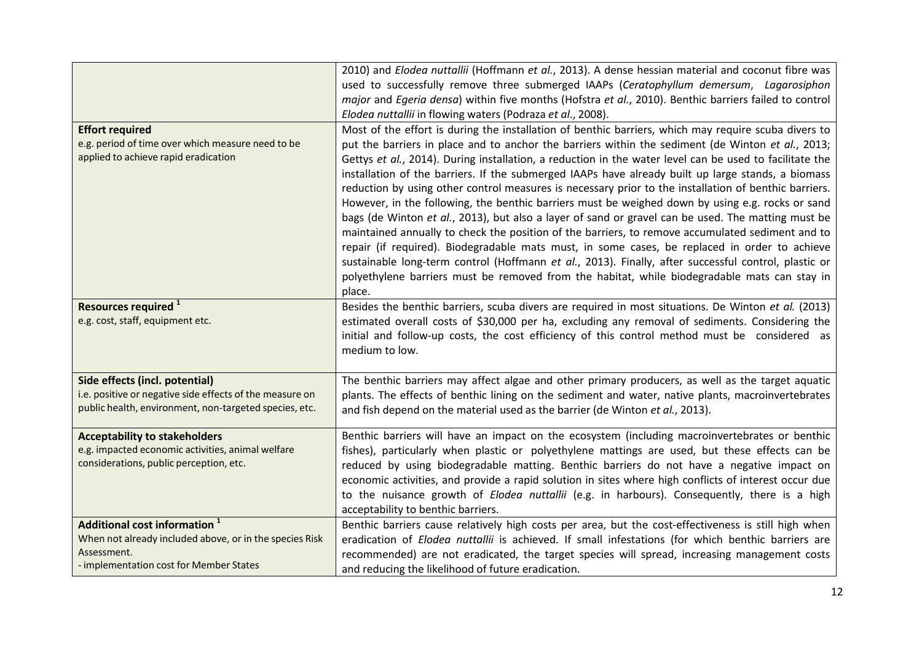| | |
|---|---|
| | 2010) and *Elodea nuttallii* (Hoffmann *et al.*, 2013). A dense hessian material and coconut fibre was used to successfully remove three submerged IAAPs (*Ceratophyllum demersum*, *Lagarosiphon major* and *Egeria densa*) within five months (Hofstra *et al.*, 2010). Benthic barriers failed to control *Elodea nuttallii* in flowing waters (Podraza *et al*., 2008). |
| **Effort required**<br>e.g. period of time over which measure need to be applied to achieve rapid eradication | Most of the effort is during the installation of benthic barriers, which may require scuba divers to put the barriers in place and to anchor the barriers within the sediment (de Winton *et al.*, 2013; Gettys *et al.*, 2014). During installation, a reduction in the water level can be used to facilitate the installation of the barriers. If the submerged IAAPs have already built up large stands, a biomass reduction by using other control measures is necessary prior to the installation of benthic barriers. However, in the following, the benthic barriers must be weighed down by using e.g. rocks or sand bags (de Winton *et al.*, 2013), but also a layer of sand or gravel can be used. The matting must be maintained annually to check the position of the barriers, to remove accumulated sediment and to repair (if required). Biodegradable mats must, in some cases, be replaced in order to achieve sustainable long-term control (Hoffmann *et al.*, 2013). Finally, after successful control, plastic or polyethylene barriers must be removed from the habitat, while biodegradable mats can stay in place. |
| **Resources required** [1]<br>e.g. cost, staff, equipment etc. | Besides the benthic barriers, scuba divers are required in most situations. De Winton *et al.* (2013) estimated overall costs of \$30,000 per ha, excluding any removal of sediments. Considering the initial and follow-up costs, the cost efficiency of this control method must be considered as medium to low. |
| **Side effects (incl. potential)**<br>i.e. positive or negative side effects of the measure on public health, environment, non-targeted species, etc. | The benthic barriers may affect algae and other primary producers, as well as the target aquatic plants. The effects of benthic lining on the sediment and water, native plants, macroinvertebrates and fish depend on the material used as the barrier (de Winton *et al.*, 2013). |
| **Acceptability to stakeholders**<br>e.g. impacted economic activities, animal welfare considerations, public perception, etc. | Benthic barriers will have an impact on the ecosystem (including macroinvertebrates or benthic fishes), particularly when plastic or polyethylene mattings are used, but these effects can be reduced by using biodegradable matting. Benthic barriers do not have a negative impact on economic activities, and provide a rapid solution in sites where high conflicts of interest occur due to the nuisance growth of *Elodea nuttallii* (e.g. in harbours). Consequently, there is a high acceptability to benthic barriers. |
| **Additional cost information** [1]<br>When not already included above, or in the species Risk Assessment.<br>- implementation cost for Member States | Benthic barriers cause relatively high costs per area, but the cost-effectiveness is still high when eradication of *Elodea nuttallii* is achieved. If small infestations (for which benthic barriers are recommended) are not eradicated, the target species will spread, increasing management costs and reducing the likelihood of future eradication. |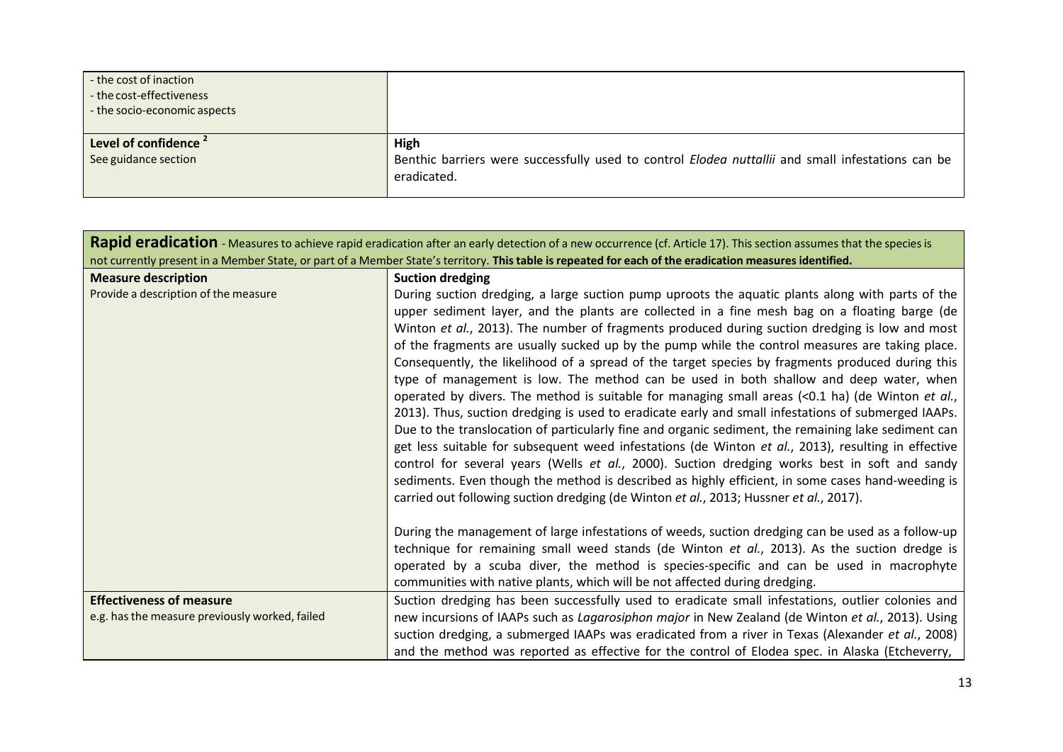| - the cost of inaction<br>- the cost-effectiveness<br>- the socio-economic aspects | |
|---|---|
| **Level of confidence** [2]<br>See guidance section | **High**<br>Benthic barriers were successfully used to control *Elodea nuttallii* and small infestations can be eradicated. |

| **Rapid eradication** - Measures to achieve rapid eradication after an early detection of a new occurrence (cf. Article 17). This section assumes that the species is not currently present in a Member State, or part of a Member State's territory. **This table is repeated for each of the eradication measures identified.** | |
|---|---|
| **Measure description**<br>Provide a description of the measure | **Suction dredging**<br>During suction dredging, a large suction pump uproots the aquatic plants along with parts of the upper sediment layer, and the plants are collected in a fine mesh bag on a floating barge (de Winton *et al.*, 2013). The number of fragments produced during suction dredging is low and most of the fragments are usually sucked up by the pump while the control measures are taking place. Consequently, the likelihood of a spread of the target species by fragments produced during this type of management is low. The method can be used in both shallow and deep water, when operated by divers. The method is suitable for managing small areas (<0.1 ha) (de Winton *et al.*, 2013). Thus, suction dredging is used to eradicate early and small infestations of submerged IAAPs. Due to the translocation of particularly fine and organic sediment, the remaining lake sediment can get less suitable for subsequent weed infestations (de Winton *et al.*, 2013), resulting in effective control for several years (Wells *et al.*, 2000). Suction dredging works best in soft and sandy sediments. Even though the method is described as highly efficient, in some cases hand-weeding is carried out following suction dredging (de Winton *et al.*, 2013; Hussner *et al.*, 2017).<br><br>During the management of large infestations of weeds, suction dredging can be used as a follow-up technique for remaining small weed stands (de Winton *et al.*, 2013). As the suction dredge is operated by a scuba diver, the method is species-specific and can be used in macrophyte communities with native plants, which will be not affected during dredging. |
| **Effectiveness of measure**<br>e.g. has the measure previously worked, failed | Suction dredging has been successfully used to eradicate small infestations, outlier colonies and new incursions of IAAPs such as *Lagarosiphon major* in New Zealand (de Winton *et al.*, 2013). Using suction dredging, a submerged IAAPs was eradicated from a river in Texas (Alexander *et al.*, 2008) and the method was reported as effective for the control of Elodea spec. in Alaska (Etcheverry, |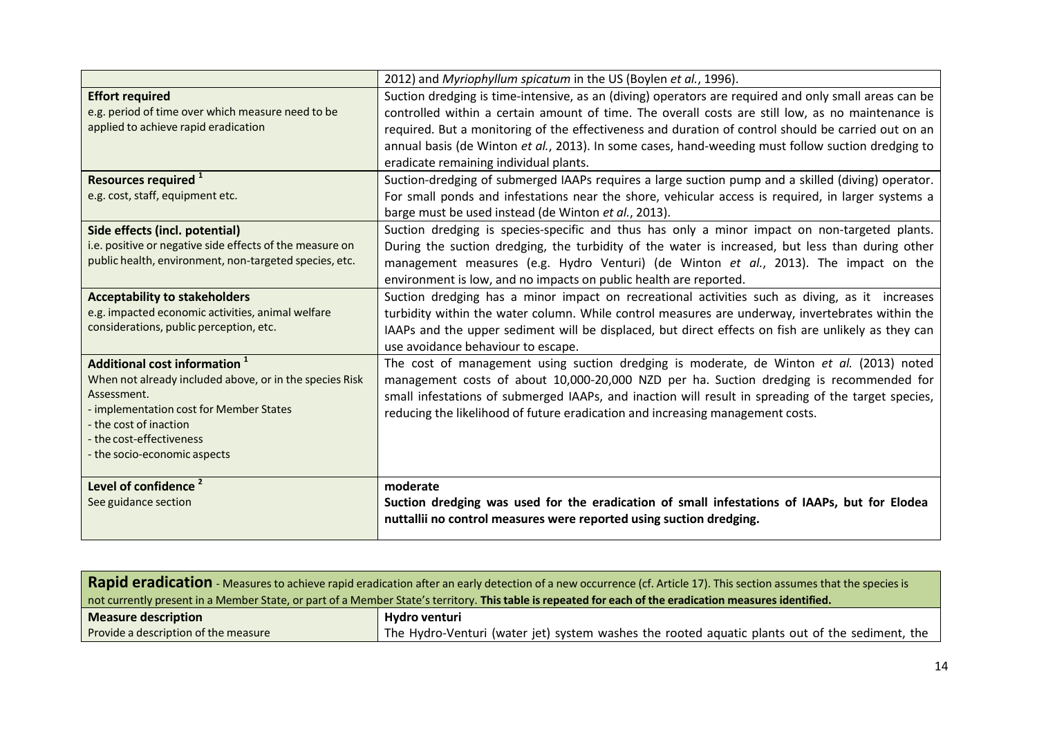|  |  |
| --- | --- |
|  | 2012) and *Myriophyllum spicatum* in the US (Boylen *et al.*, 1996). |
| **Effort required**<br>e.g. period of time over which measure need to be applied to achieve rapid eradication | Suction dredging is time-intensive, as an (diving) operators are required and only small areas can be controlled within a certain amount of time. The overall costs are still low, as no maintenance is required. But a monitoring of the effectiveness and duration of control should be carried out on an annual basis (de Winton *et al.*, 2013). In some cases, hand-weeding must follow suction dredging to eradicate remaining individual plants. |
| **Resources required** [1]<br>e.g. cost, staff, equipment etc. | Suction-dredging of submerged IAAPs requires a large suction pump and a skilled (diving) operator. For small ponds and infestations near the shore, vehicular access is required, in larger systems a barge must be used instead (de Winton *et al.*, 2013). |
| **Side effects (incl. potential)**<br>i.e. positive or negative side effects of the measure on public health, environment, non-targeted species, etc. | Suction dredging is species-specific and thus has only a minor impact on non-targeted plants. During the suction dredging, the turbidity of the water is increased, but less than during other management measures (e.g. Hydro Venturi) (de Winton *et al.*, 2013). The impact on the environment is low, and no impacts on public health are reported. |
| **Acceptability to stakeholders**<br>e.g. impacted economic activities, animal welfare considerations, public perception, etc. | Suction dredging has a minor impact on recreational activities such as diving, as it increases turbidity within the water column. While control measures are underway, invertebrates within the IAAPs and the upper sediment will be displaced, but direct effects on fish are unlikely as they can use avoidance behaviour to escape. |
| **Additional cost information** [1]<br>When not already included above, or in the species Risk Assessment.<br>- implementation cost for Member States<br>- the cost of inaction<br>- the cost-effectiveness<br>- the socio-economic aspects | The cost of management using suction dredging is moderate, de Winton *et al.* (2013) noted management costs of about 10,000-20,000 NZD per ha. Suction dredging is recommended for small infestations of submerged IAAPs, and inaction will result in spreading of the target species, reducing the likelihood of future eradication and increasing management costs. |
| **Level of confidence** [2]<br>See guidance section | **moderate**<br>**Suction dredging was used for the eradication of small infestations of IAAPs, but for Elodea nuttallii no control measures were reported using suction dredging.** |

| **Rapid eradication** - Measures to achieve rapid eradication after an early detection of a new occurrence (cf. Article 17). This section assumes that the species is not currently present in a Member State, or part of a Member State's territory. **This table is repeated for each of the eradication measures identified.** |  |
| --- | --- |
| **Measure description**<br>Provide a description of the measure | **Hydro venturi**<br>The Hydro-Venturi (water jet) system washes the rooted aquatic plants out of the sediment, the |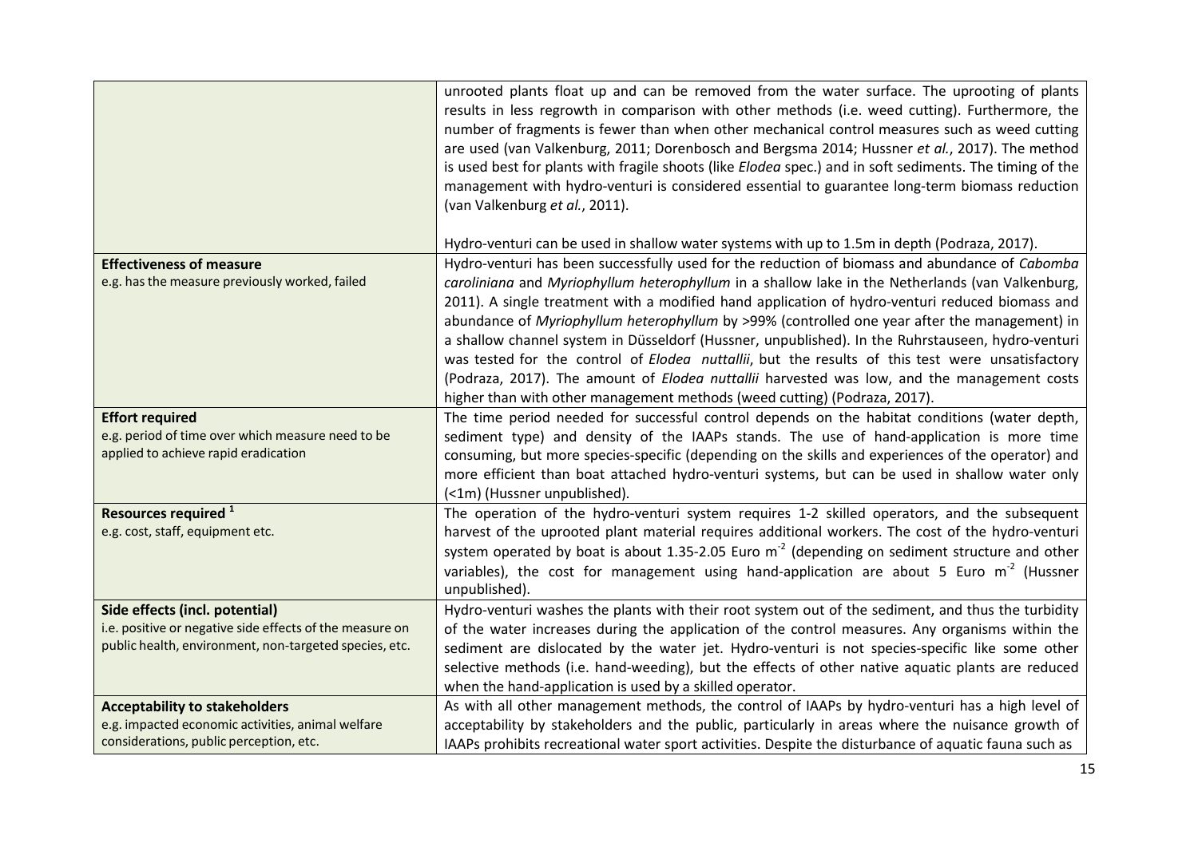| | |
|---|---|
| | unrooted plants float up and can be removed from the water surface. The uprooting of plants results in less regrowth in comparison with other methods (i.e. weed cutting). Furthermore, the number of fragments is fewer than when other mechanical control measures such as weed cutting are used (van Valkenburg, 2011; Dorenbosch and Bergsma 2014; Hussner *et al.*, 2017). The method is used best for plants with fragile shoots (like *Elodea* spec.) and in soft sediments. The timing of the management with hydro-venturi is considered essential to guarantee long-term biomass reduction (van Valkenburg *et al.*, 2011).<br><br>Hydro-venturi can be used in shallow water systems with up to 1.5m in depth (Podraza, 2017). |
| **Effectiveness of measure**<br>e.g. has the measure previously worked, failed | Hydro-venturi has been successfully used for the reduction of biomass and abundance of *Cabomba caroliniana* and *Myriophyllum heterophyllum* in a shallow lake in the Netherlands (van Valkenburg, 2011). A single treatment with a modified hand application of hydro-venturi reduced biomass and abundance of *Myriophyllum heterophyllum* by >99% (controlled one year after the management) in a shallow channel system in Düsseldorf (Hussner, unpublished). In the Ruhrstauseen, hydro-venturi was tested for the control of *Elodea nuttallii*, but the results of this test were unsatisfactory (Podraza, 2017). The amount of *Elodea nuttallii* harvested was low, and the management costs higher than with other management methods (weed cutting) (Podraza, 2017). |
| **Effort required**<br>e.g. period of time over which measure need to be applied to achieve rapid eradication | The time period needed for successful control depends on the habitat conditions (water depth, sediment type) and density of the IAAPs stands. The use of hand-application is more time consuming, but more species-specific (depending on the skills and experiences of the operator) and more efficient than boat attached hydro-venturi systems, but can be used in shallow water only (<1m) (Hussner unpublished). |
| **Resources required** [1]<br>e.g. cost, staff, equipment etc. | The operation of the hydro-venturi system requires 1-2 skilled operators, and the subsequent harvest of the uprooted plant material requires additional workers. The cost of the hydro-venturi system operated by boat is about 1.35-2.05 Euro $m^{-2}$ (depending on sediment structure and other variables), the cost for management using hand-application are about 5 Euro $m^{-2}$ (Hussner unpublished). |
| **Side effects (incl. potential)**<br>i.e. positive or negative side effects of the measure on public health, environment, non-targeted species, etc. | Hydro-venturi washes the plants with their root system out of the sediment, and thus the turbidity of the water increases during the application of the control measures. Any organisms within the sediment are dislocated by the water jet. Hydro-venturi is not species-specific like some other selective methods (i.e. hand-weeding), but the effects of other native aquatic plants are reduced when the hand-application is used by a skilled operator. |
| **Acceptability to stakeholders**<br>e.g. impacted economic activities, animal welfare considerations, public perception, etc. | As with all other management methods, the control of IAAPs by hydro-venturi has a high level of acceptability by stakeholders and the public, particularly in areas where the nuisance growth of IAAPs prohibits recreational water sport activities. Despite the disturbance of aquatic fauna such as |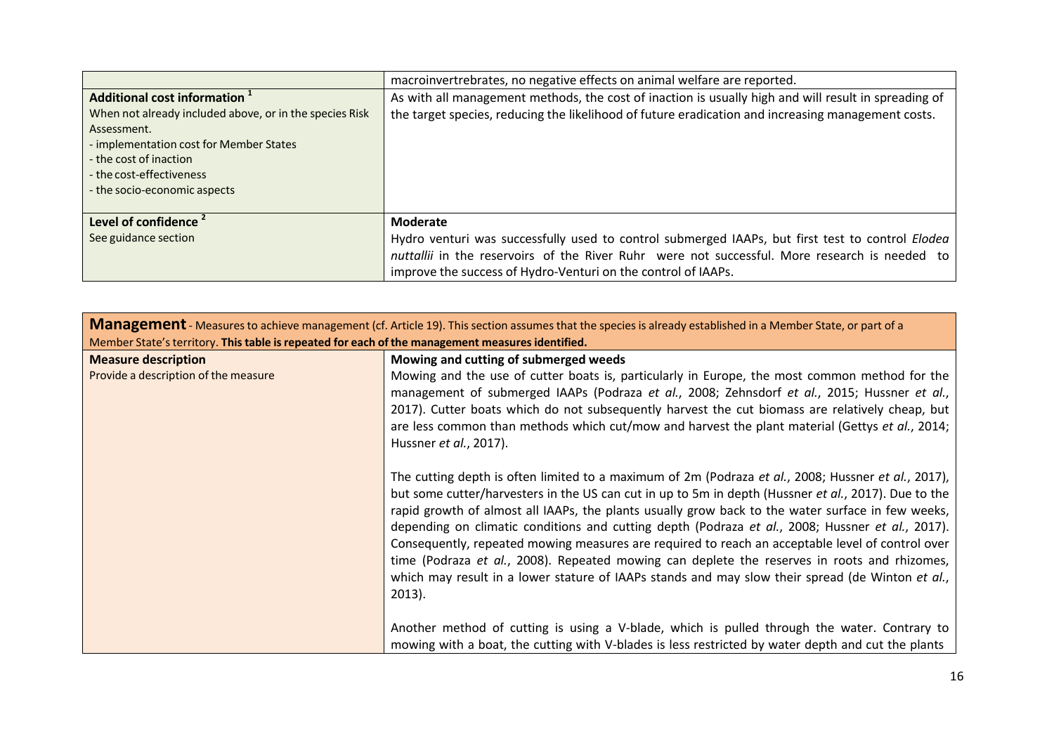| | |
|---|---|
| | macroinvertrebrates, no negative effects on animal welfare are reported. |
| **Additional cost information** [1]<br>When not already included above, or in the species Risk Assessment.<br>- implementation cost for Member States<br>- the cost of inaction<br>- the cost-effectiveness<br>- the socio-economic aspects | As with all management methods, the cost of inaction is usually high and will result in spreading of the target species, reducing the likelihood of future eradication and increasing management costs. |
| **Level of confidence** [2]<br>See guidance section | **Moderate**<br>Hydro venturi was successfully used to control submerged IAAPs, but first test to control *Elodea nuttallii* in the reservoirs of the River Ruhr were not successful. More research is needed to improve the success of Hydro-Venturi on the control of IAAPs. |

| **Management** - Measures to achieve management (cf. Article 19). This section assumes that the species is already established in a Member State, or part of a Member State's territory. **This table is repeated for each of the management measures identified.** | |
|---|---|
| **Measure description**<br>Provide a description of the measure | **Mowing and cutting of submerged weeds**<br>Mowing and the use of cutter boats is, particularly in Europe, the most common method for the management of submerged IAAPs (Podraza *et al.*, 2008; Zehnsdorf *et al.*, 2015; Hussner *et al.*, 2017). Cutter boats which do not subsequently harvest the cut biomass are relatively cheap, but are less common than methods which cut/mow and harvest the plant material (Gettys *et al.*, 2014; Hussner *et al.*, 2017).<br><br>The cutting depth is often limited to a maximum of 2m (Podraza *et al.*, 2008; Hussner *et al.*, 2017), but some cutter/harvesters in the US can cut in up to 5m in depth (Hussner *et al.*, 2017). Due to the rapid growth of almost all IAAPs, the plants usually grow back to the water surface in few weeks, depending on climatic conditions and cutting depth (Podraza *et al.*, 2008; Hussner *et al.*, 2017). Consequently, repeated mowing measures are required to reach an acceptable level of control over time (Podraza *et al.*, 2008). Repeated mowing can deplete the reserves in roots and rhizomes, which may result in a lower stature of IAAPs stands and may slow their spread (de Winton *et al.*, 2013).<br><br>Another method of cutting is using a V-blade, which is pulled through the water. Contrary to mowing with a boat, the cutting with V-blades is less restricted by water depth and cut the plants |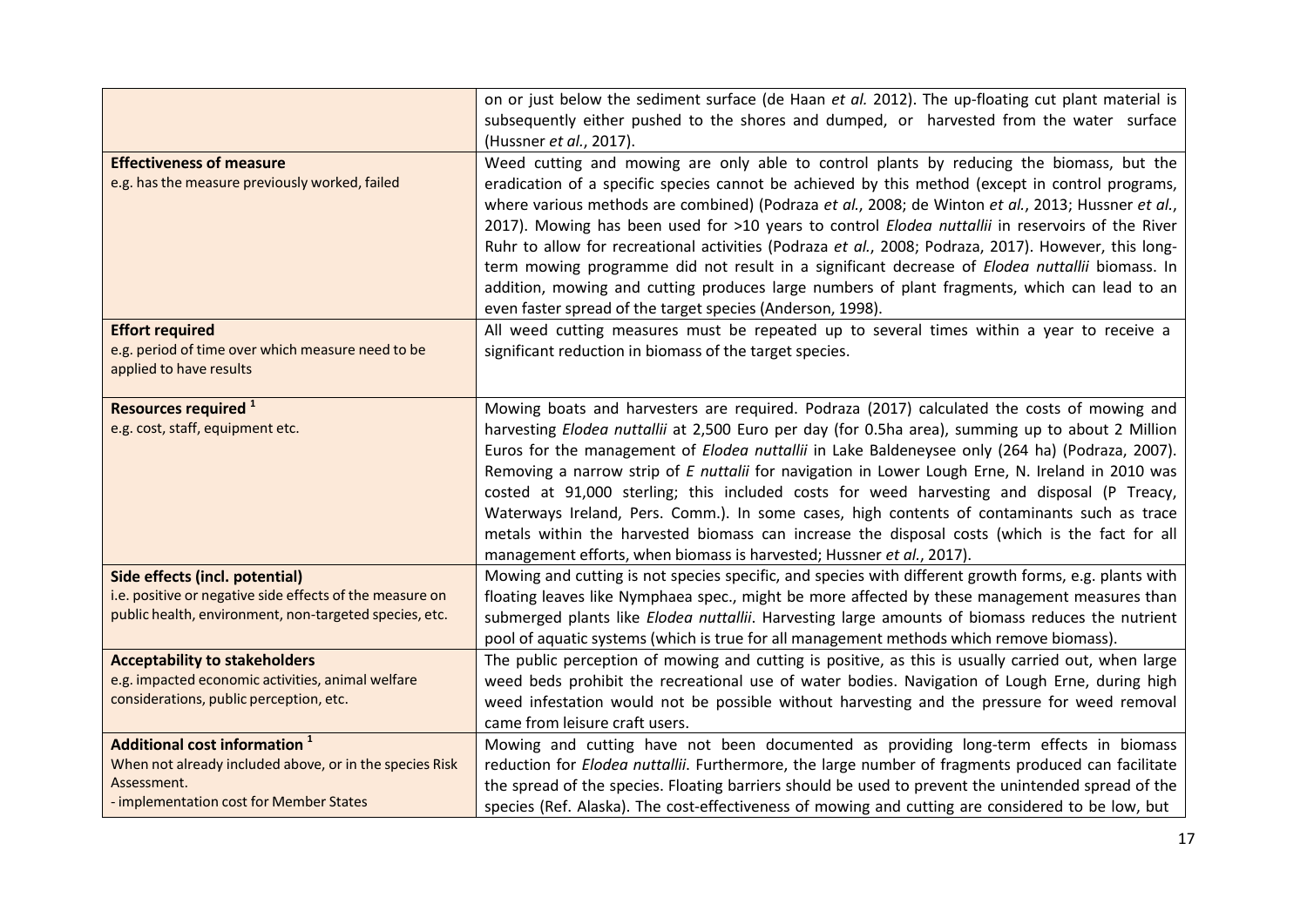| | |
|---|---|
| | on or just below the sediment surface (de Haan *et al.* 2012). The up-floating cut plant material is subsequently either pushed to the shores and dumped, or harvested from the water surface (Hussner *et al.*, 2017). |
| **Effectiveness of measure**<br>e.g. has the measure previously worked, failed | Weed cutting and mowing are only able to control plants by reducing the biomass, but the eradication of a specific species cannot be achieved by this method (except in control programs, where various methods are combined) (Podraza *et al.*, 2008; de Winton *et al.*, 2013; Hussner *et al.*, 2017). Mowing has been used for >10 years to control *Elodea nuttallii* in reservoirs of the River Ruhr to allow for recreational activities (Podraza *et al.*, 2008; Podraza, 2017). However, this long-term mowing programme did not result in a significant decrease of *Elodea nuttallii* biomass. In addition, mowing and cutting produces large numbers of plant fragments, which can lead to an even faster spread of the target species (Anderson, 1998). |
| **Effort required**<br>e.g. period of time over which measure need to be applied to have results | All weed cutting measures must be repeated up to several times within a year to receive a significant reduction in biomass of the target species. |
| **Resources required** [1]<br>e.g. cost, staff, equipment etc. | Mowing boats and harvesters are required. Podraza (2017) calculated the costs of mowing and harvesting *Elodea nuttallii* at 2,500 Euro per day (for 0.5ha area), summing up to about 2 Million Euros for the management of *Elodea nuttallii* in Lake Baldeneysee only (264 ha) (Podraza, 2007). Removing a narrow strip of *E nuttalii* for navigation in Lower Lough Erne, N. Ireland in 2010 was costed at 91,000 sterling; this included costs for weed harvesting and disposal (P Treacy, Waterways Ireland, Pers. Comm.). In some cases, high contents of contaminants such as trace metals within the harvested biomass can increase the disposal costs (which is the fact for all management efforts, when biomass is harvested; Hussner *et al.*, 2017). |
| **Side effects (incl. potential)**<br>i.e. positive or negative side effects of the measure on public health, environment, non-targeted species, etc. | Mowing and cutting is not species specific, and species with different growth forms, e.g. plants with floating leaves like Nymphaea spec., might be more affected by these management measures than submerged plants like *Elodea nuttallii*. Harvesting large amounts of biomass reduces the nutrient pool of aquatic systems (which is true for all management methods which remove biomass). |
| **Acceptability to stakeholders**<br>e.g. impacted economic activities, animal welfare considerations, public perception, etc. | The public perception of mowing and cutting is positive, as this is usually carried out, when large weed beds prohibit the recreational use of water bodies. Navigation of Lough Erne, during high weed infestation would not be possible without harvesting and the pressure for weed removal came from leisure craft users. |
| **Additional cost information** [1]<br>When not already included above, or in the species Risk Assessment.<br>- implementation cost for Member States | Mowing and cutting have not been documented as providing long-term effects in biomass reduction for *Elodea nuttallii*. Furthermore, the large number of fragments produced can facilitate the spread of the species. Floating barriers should be used to prevent the unintended spread of the species (Ref. Alaska). The cost-effectiveness of mowing and cutting are considered to be low, but |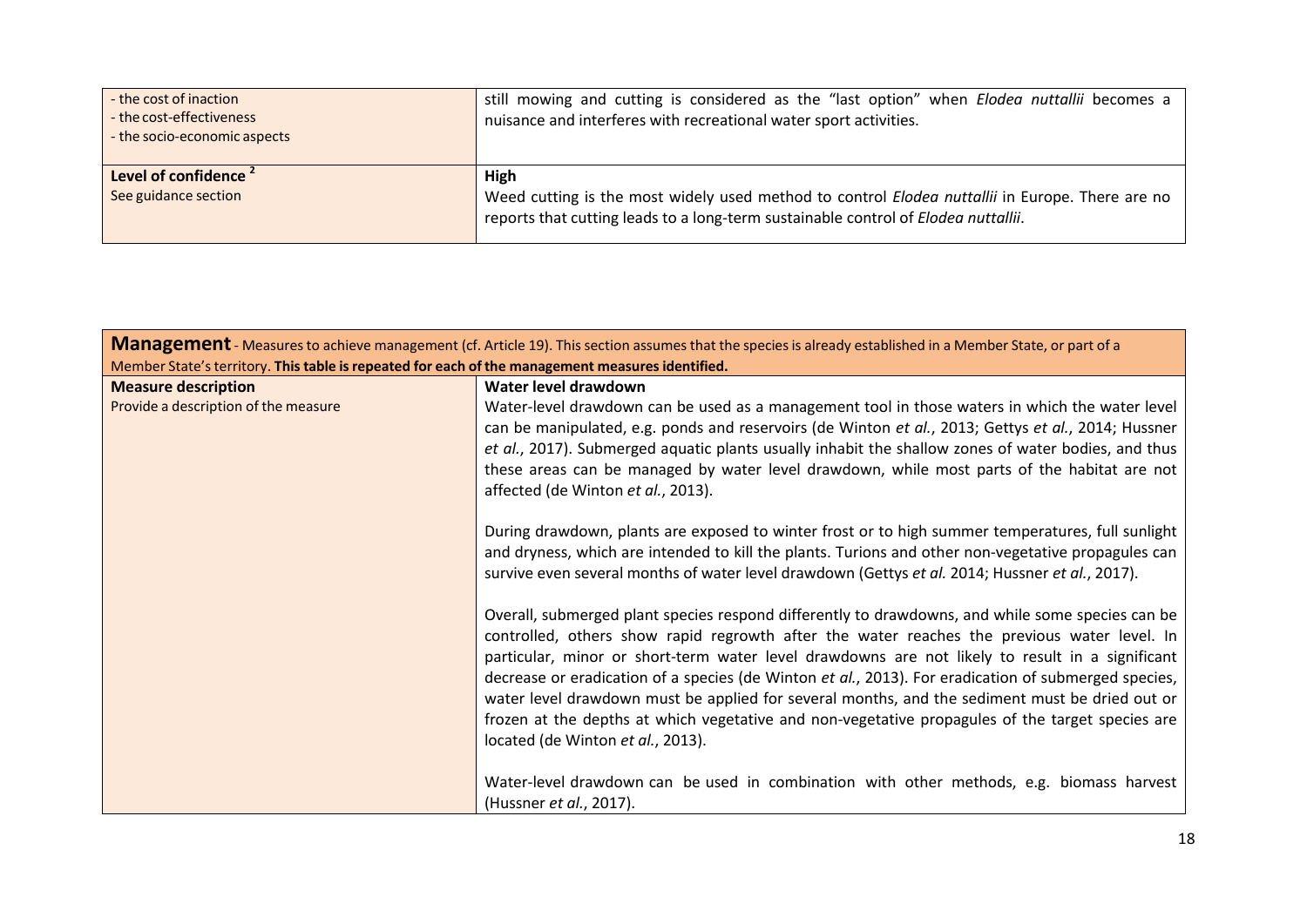| | |
|---|---|
| - the cost of inaction<br>- the cost-effectiveness<br>- the socio-economic aspects | still mowing and cutting is considered as the "last option" when *Elodea nuttallii* becomes a nuisance and interferes with recreational water sport activities. |
| **Level of confidence** [2]<br>See guidance section | **High**<br>Weed cutting is the most widely used method to control *Elodea nuttallii* in Europe. There are no reports that cutting leads to a long-term sustainable control of *Elodea nuttallii*. |

| **Management** - Measures to achieve management (cf. Article 19). This section assumes that the species is already established in a Member State, or part of a Member State's territory. **This table is repeated for each of the management measures identified.** | |
|---|---|
| **Measure description**<br>Provide a description of the measure | **Water level drawdown**<br>Water-level drawdown can be used as a management tool in those waters in which the water level can be manipulated, e.g. ponds and reservoirs (de Winton *et al.*, 2013; Gettys *et al.*, 2014; Hussner *et al.*, 2017). Submerged aquatic plants usually inhabit the shallow zones of water bodies, and thus these areas can be managed by water level drawdown, while most parts of the habitat are not affected (de Winton *et al.*, 2013).<br><br>During drawdown, plants are exposed to winter frost or to high summer temperatures, full sunlight and dryness, which are intended to kill the plants. Turions and other non-vegetative propagules can survive even several months of water level drawdown (Gettys *et al.* 2014; Hussner *et al.*, 2017).<br><br>Overall, submerged plant species respond differently to drawdowns, and while some species can be controlled, others show rapid regrowth after the water reaches the previous water level. In particular, minor or short-term water level drawdowns are not likely to result in a significant decrease or eradication of a species (de Winton *et al.*, 2013). For eradication of submerged species, water level drawdown must be applied for several months, and the sediment must be dried out or frozen at the depths at which vegetative and non-vegetative propagules of the target species are located (de Winton *et al.*, 2013).<br><br>Water-level drawdown can be used in combination with other methods, e.g. biomass harvest (Hussner *et al.*, 2017). |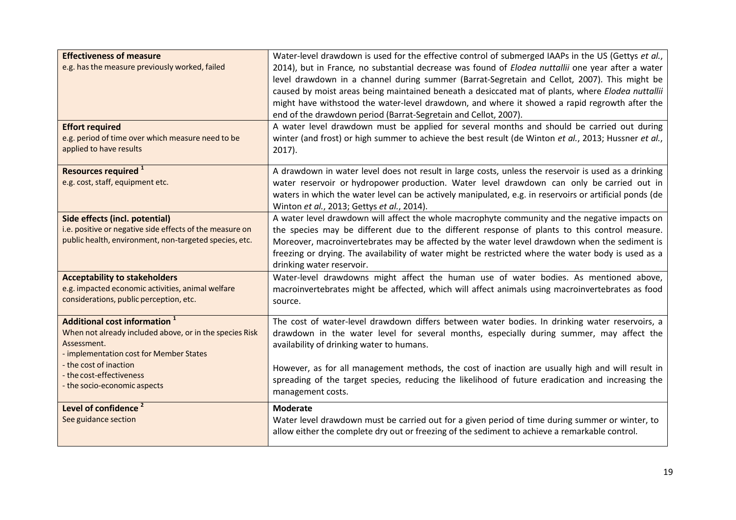| | |
|---|---|
| **Effectiveness of measure**<br>e.g. has the measure previously worked, failed | Water-level drawdown is used for the effective control of submerged IAAPs in the US (Gettys *et al.*, 2014), but in France, no substantial decrease was found of *Elodea nuttallii* one year after a water level drawdown in a channel during summer (Barrat-Segretain and Cellot, 2007). This might be caused by moist areas being maintained beneath a desiccated mat of plants, where *Elodea nuttallii* might have withstood the water-level drawdown, and where it showed a rapid regrowth after the end of the drawdown period (Barrat-Segretain and Cellot, 2007). |
| **Effort required**<br>e.g. period of time over which measure need to be applied to have results | A water level drawdown must be applied for several months and should be carried out during winter (and frost) or high summer to achieve the best result (de Winton *et al.*, 2013; Hussner *et al.*, 2017). |
| **Resources required** [1]<br>e.g. cost, staff, equipment etc. | A drawdown in water level does not result in large costs, unless the reservoir is used as a drinking water reservoir or hydropower production. Water level drawdown can only be carried out in waters in which the water level can be actively manipulated, e.g. in reservoirs or artificial ponds (de Winton *et al.*, 2013; Gettys *et al.*, 2014). |
| **Side effects (incl. potential)**<br>i.e. positive or negative side effects of the measure on public health, environment, non-targeted species, etc. | A water level drawdown will affect the whole macrophyte community and the negative impacts on the species may be different due to the different response of plants to this control measure. Moreover, macroinvertebrates may be affected by the water level drawdown when the sediment is freezing or drying. The availability of water might be restricted where the water body is used as a drinking water reservoir. |
| **Acceptability to stakeholders**<br>e.g. impacted economic activities, animal welfare considerations, public perception, etc. | Water-level drawdowns might affect the human use of water bodies. As mentioned above, macroinvertebrates might be affected, which will affect animals using macroinvertebrates as food source. |
| **Additional cost information** [1]<br>When not already included above, or in the species Risk Assessment.<br>- implementation cost for Member States<br>- the cost of inaction<br>- the cost-effectiveness<br>- the socio-economic aspects | The cost of water-level drawdown differs between water bodies. In drinking water reservoirs, a drawdown in the water level for several months, especially during summer, may affect the availability of drinking water to humans.<br><br>However, as for all management methods, the cost of inaction are usually high and will result in spreading of the target species, reducing the likelihood of future eradication and increasing the management costs. |
| **Level of confidence** [2]<br>See guidance section | **Moderate**<br>Water level drawdown must be carried out for a given period of time during summer or winter, to allow either the complete dry out or freezing of the sediment to achieve a remarkable control. |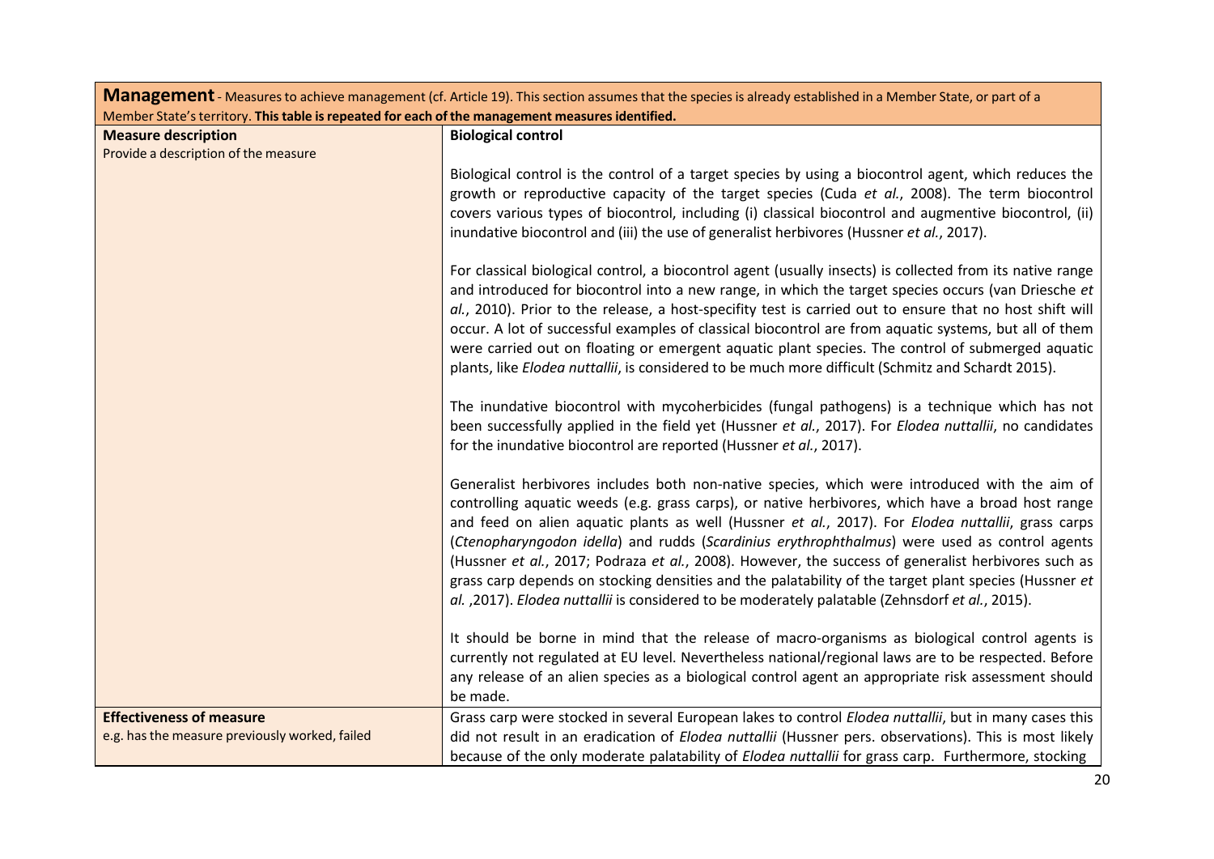| **Management** - Measures to achieve management (cf. Article 19). This section assumes that the species is already established in a Member State, or part of a Member State's territory. **This table is repeated for each of the management measures identified.** | |
|---|---|
| **Measure description**<br>Provide a description of the measure | **Biological control**<br><br>Biological control is the control of a target species by using a biocontrol agent, which reduces the growth or reproductive capacity of the target species (Cuda *et al.*, 2008). The term biocontrol covers various types of biocontrol, including (i) classical biocontrol and augmentive biocontrol, (ii) inundative biocontrol and (iii) the use of generalist herbivores (Hussner *et al.*, 2017).<br><br>For classical biological control, a biocontrol agent (usually insects) is collected from its native range and introduced for biocontrol into a new range, in which the target species occurs (van Driesche *et al.*, 2010). Prior to the release, a host-specifity test is carried out to ensure that no host shift will occur. A lot of successful examples of classical biocontrol are from aquatic systems, but all of them were carried out on floating or emergent aquatic plant species. The control of submerged aquatic plants, like *Elodea nuttallii*, is considered to be much more difficult (Schmitz and Schardt 2015).<br><br>The inundative biocontrol with mycoherbicides (fungal pathogens) is a technique which has not been successfully applied in the field yet (Hussner *et al.*, 2017). For *Elodea nuttallii*, no candidates for the inundative biocontrol are reported (Hussner *et al.*, 2017).<br><br>Generalist herbivores includes both non-native species, which were introduced with the aim of controlling aquatic weeds (e.g. grass carps), or native herbivores, which have a broad host range and feed on alien aquatic plants as well (Hussner *et al.*, 2017). For *Elodea nuttallii*, grass carps (*Ctenopharyngodon idella*) and rudds (*Scardinius erythrophthalmus*) were used as control agents (Hussner *et al.*, 2017; Podraza *et al.*, 2008). However, the success of generalist herbivores such as grass carp depends on stocking densities and the palatability of the target plant species (Hussner *et al.* ,2017). *Elodea nuttallii* is considered to be moderately palatable (Zehnsdorf *et al.*, 2015).<br><br>It should be borne in mind that the release of macro-organisms as biological control agents is currently not regulated at EU level. Nevertheless national/regional laws are to be respected. Before any release of an alien species as a biological control agent an appropriate risk assessment should be made. |
| **Effectiveness of measure**<br>e.g. has the measure previously worked, failed | Grass carp were stocked in several European lakes to control *Elodea nuttallii*, but in many cases this did not result in an eradication of *Elodea nuttallii* (Hussner pers. observations). This is most likely because of the only moderate palatability of *Elodea nuttallii* for grass carp. Furthermore, stocking |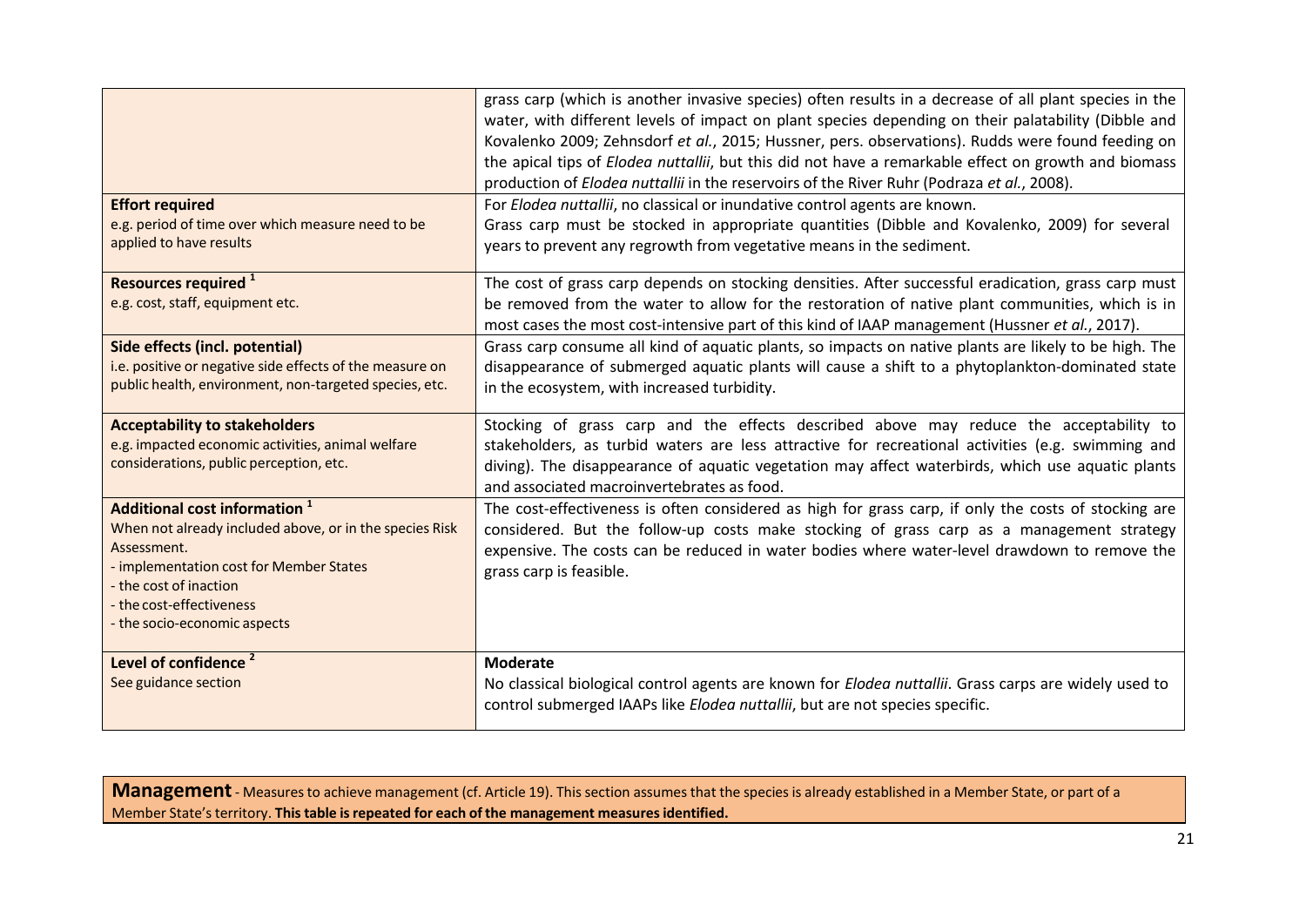| | |
|---|---|
| | grass carp (which is another invasive species) often results in a decrease of all plant species in the water, with different levels of impact on plant species depending on their palatability (Dibble and Kovalenko 2009; Zehnsdorf *et al.*, 2015; Hussner, pers. observations). Rudds were found feeding on the apical tips of *Elodea nuttallii*, but this did not have a remarkable effect on growth and biomass production of *Elodea nuttallii* in the reservoirs of the River Ruhr (Podraza *et al.*, 2008). |
| **Effort required**<br>e.g. period of time over which measure need to be applied to have results | For *Elodea nuttallii*, no classical or inundative control agents are known.<br>Grass carp must be stocked in appropriate quantities (Dibble and Kovalenko, 2009) for several years to prevent any regrowth from vegetative means in the sediment. |
| **Resources required** [1]<br>e.g. cost, staff, equipment etc. | The cost of grass carp depends on stocking densities. After successful eradication, grass carp must be removed from the water to allow for the restoration of native plant communities, which is in most cases the most cost-intensive part of this kind of IAAP management (Hussner *et al.*, 2017). |
| **Side effects (incl. potential)**<br>i.e. positive or negative side effects of the measure on public health, environment, non-targeted species, etc. | Grass carp consume all kind of aquatic plants, so impacts on native plants are likely to be high. The disappearance of submerged aquatic plants will cause a shift to a phytoplankton-dominated state in the ecosystem, with increased turbidity. |
| **Acceptability to stakeholders**<br>e.g. impacted economic activities, animal welfare considerations, public perception, etc. | Stocking of grass carp and the effects described above may reduce the acceptability to stakeholders, as turbid waters are less attractive for recreational activities (e.g. swimming and diving). The disappearance of aquatic vegetation may affect waterbirds, which use aquatic plants and associated macroinvertebrates as food. |
| **Additional cost information** [1]<br>When not already included above, or in the species Risk Assessment.<br>- implementation cost for Member States<br>- the cost of inaction<br>- the cost-effectiveness<br>- the socio-economic aspects | The cost-effectiveness is often considered as high for grass carp, if only the costs of stocking are considered. But the follow-up costs make stocking of grass carp as a management strategy expensive. The costs can be reduced in water bodies where water-level drawdown to remove the grass carp is feasible. |
| **Level of confidence** [2]<br>See guidance section | **Moderate**<br>No classical biological control agents are known for *Elodea nuttallii*. Grass carps are widely used to control submerged IAAPs like *Elodea nuttallii*, but are not species specific. |

**Management** - Measures to achieve management (cf. Article 19). This section assumes that the species is already established in a Member State, or part of a Member State's territory. **This table is repeated for each of the management measures identified.**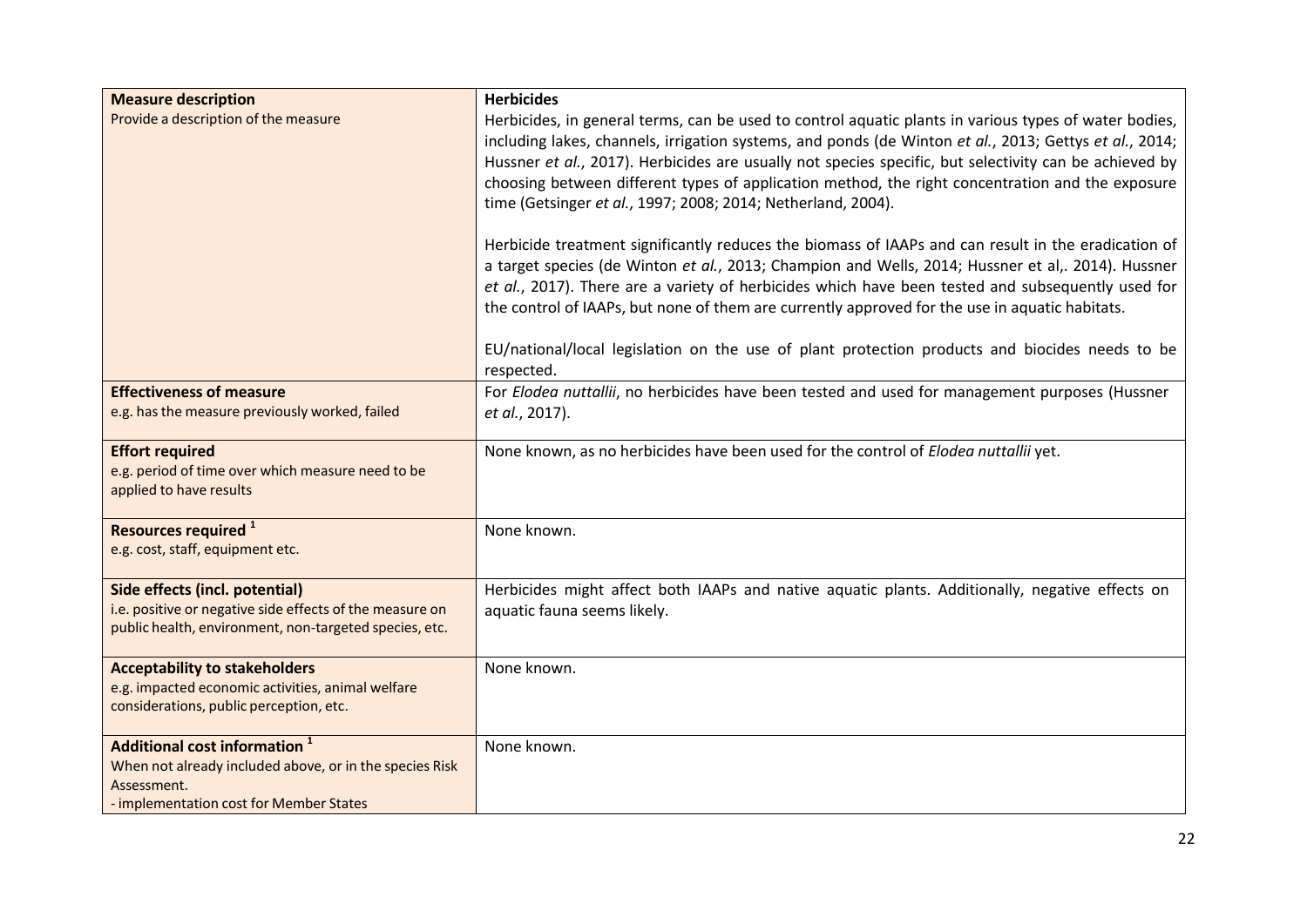| **Measure description**<br>Provide a description of the measure | **Herbicides**<br>Herbicides, in general terms, can be used to control aquatic plants in various types of water bodies, including lakes, channels, irrigation systems, and ponds (de Winton *et al.*, 2013; Gettys *et al.*, 2014; Hussner *et al.*, 2017). Herbicides are usually not species specific, but selectivity can be achieved by choosing between different types of application method, the right concentration and the exposure time (Getsinger *et al.*, 1997; 2008; 2014; Netherland, 2004).<br><br>Herbicide treatment significantly reduces the biomass of IAAPs and can result in the eradication of a target species (de Winton *et al.*, 2013; Champion and Wells, 2014; Hussner et al,. 2014). Hussner *et al.*, 2017). There are a variety of herbicides which have been tested and subsequently used for the control of IAAPs, but none of them are currently approved for the use in aquatic habitats.<br><br>EU/national/local legislation on the use of plant protection products and biocides needs to be respected. |
|---|---|
| **Effectiveness of measure**<br>e.g. has the measure previously worked, failed | For *Elodea nuttallii*, no herbicides have been tested and used for management purposes (Hussner *et al.*, 2017). |
| **Effort required**<br>e.g. period of time over which measure need to be applied to have results | None known, as no herbicides have been used for the control of *Elodea nuttallii* yet. |
| **Resources required** [1]<br>e.g. cost, staff, equipment etc. | None known. |
| **Side effects (incl. potential)**<br>i.e. positive or negative side effects of the measure on public health, environment, non-targeted species, etc. | Herbicides might affect both IAAPs and native aquatic plants. Additionally, negative effects on aquatic fauna seems likely. |
| **Acceptability to stakeholders**<br>e.g. impacted economic activities, animal welfare considerations, public perception, etc. | None known. |
| **Additional cost information** [1]<br>When not already included above, or in the species Risk Assessment.<br>- implementation cost for Member States | None known. |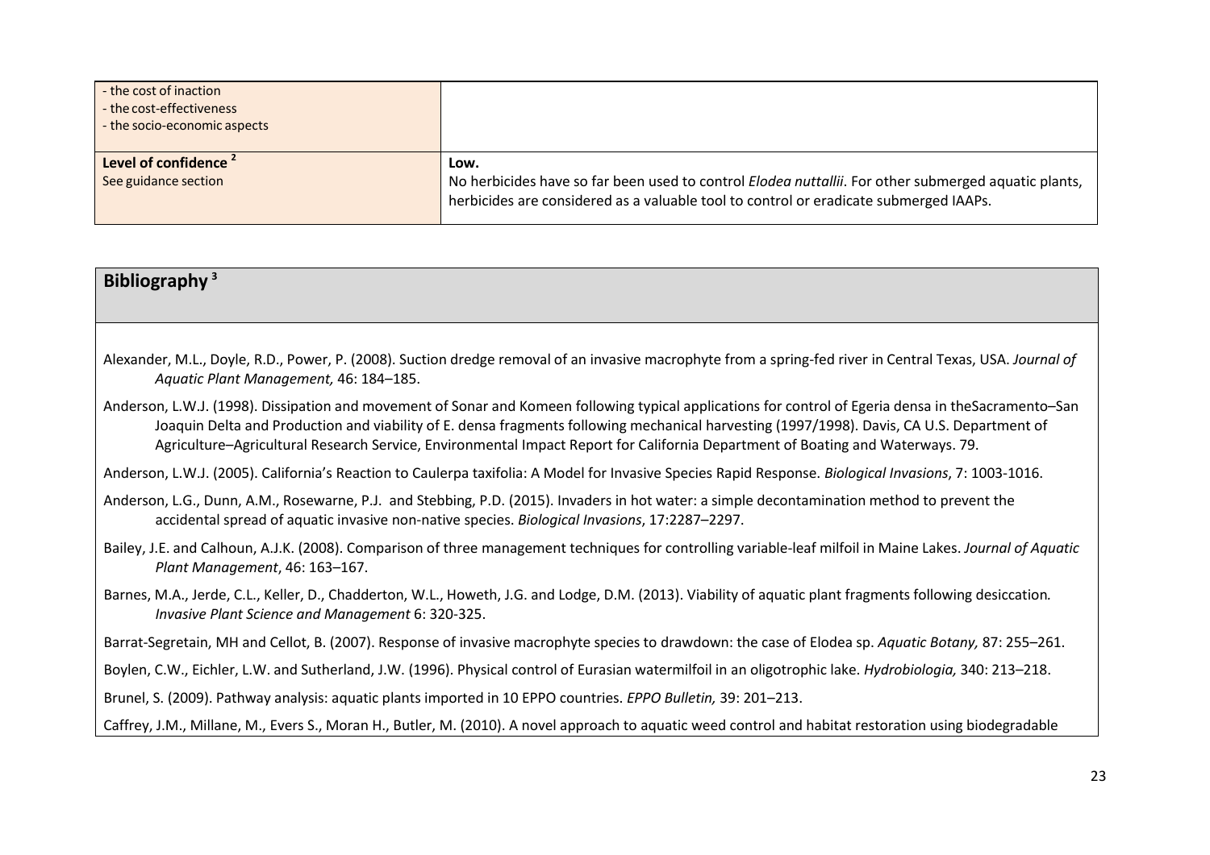| - the cost of inaction<br>- the cost-effectiveness<br>- the socio-economic aspects | |
|---|---|
| **Level of confidence** [2]<br>See guidance section | **Low.**<br>No herbicides have so far been used to control *Elodea nuttallii*. For other submerged aquatic plants, herbicides are considered as a valuable tool to control or eradicate submerged IAAPs. |

## Bibliography [3]

Alexander, M.L., Doyle, R.D., Power, P. (2008). Suction dredge removal of an invasive macrophyte from a spring-fed river in Central Texas, USA. *Journal of Aquatic Plant Management,* 46: 184–185.

Anderson, L.W.J. (1998). Dissipation and movement of Sonar and Komeen following typical applications for control of Egeria densa in theSacramento–San Joaquin Delta and Production and viability of E. densa fragments following mechanical harvesting (1997/1998). Davis, CA U.S. Department of Agriculture–Agricultural Research Service, Environmental Impact Report for California Department of Boating and Waterways. 79.

Anderson, L.W.J. (2005). California's Reaction to Caulerpa taxifolia: A Model for Invasive Species Rapid Response. *Biological Invasions*, 7: 1003-1016.

Anderson, L.G., Dunn, A.M., Rosewarne, P.J. and Stebbing, P.D. (2015). Invaders in hot water: a simple decontamination method to prevent the accidental spread of aquatic invasive non-native species. *Biological Invasions*, 17:2287–2297.

Bailey, J.E. and Calhoun, A.J.K. (2008). Comparison of three management techniques for controlling variable-leaf milfoil in Maine Lakes. *Journal of Aquatic Plant Management*, 46: 163–167.

Barnes, M.A., Jerde, C.L., Keller, D., Chadderton, W.L., Howeth, J.G. and Lodge, D.M. (2013). Viability of aquatic plant fragments following desiccation*. Invasive Plant Science and Management* 6: 320-325.

Barrat-Segretain, MH and Cellot, B. (2007). Response of invasive macrophyte species to drawdown: the case of Elodea sp. *Aquatic Botany,* 87: 255–261.

Boylen, C.W., Eichler, L.W. and Sutherland, J.W. (1996). Physical control of Eurasian watermilfoil in an oligotrophic lake. *Hydrobiologia,* 340: 213–218.

Brunel, S. (2009). Pathway analysis: aquatic plants imported in 10 EPPO countries. *EPPO Bulletin,* 39: 201–213.

Caffrey, J.M., Millane, M., Evers S., Moran H., Butler, M. (2010). A novel approach to aquatic weed control and habitat restoration using biodegradable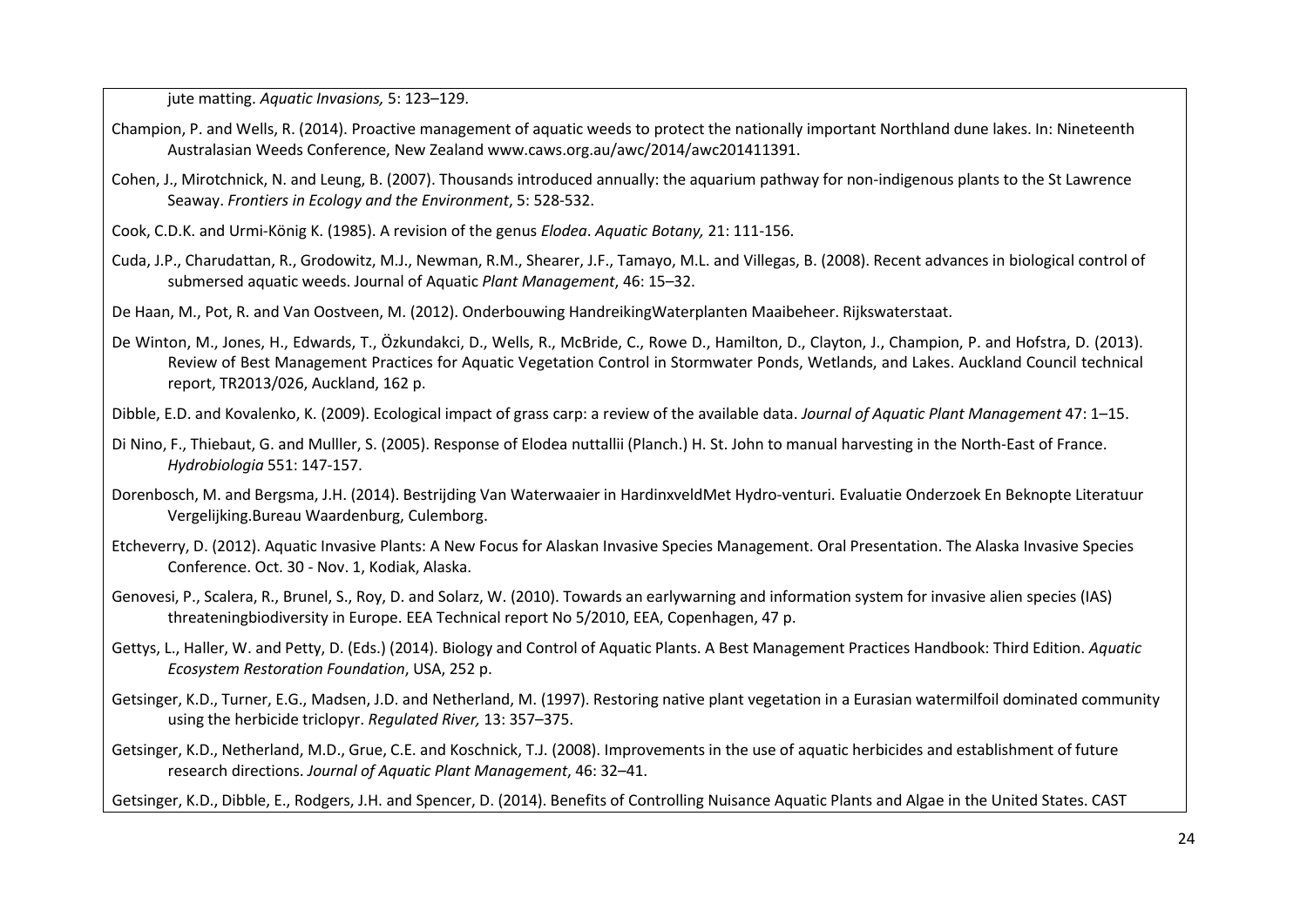jute matting. *Aquatic Invasions,* 5: 123–129.

Champion, P. and Wells, R. (2014). Proactive management of aquatic weeds to protect the nationally important Northland dune lakes. In: Nineteenth Australasian Weeds Conference, New Zealand www.caws.org.au/awc/2014/awc201411391.

Cohen, J., Mirotchnick, N. and Leung, B. (2007). Thousands introduced annually: the aquarium pathway for non-indigenous plants to the St Lawrence Seaway. *Frontiers in Ecology and the Environment*, 5: 528-532.

Cook, C.D.K. and Urmi-König K. (1985). A revision of the genus *Elodea*. *Aquatic Botany,* 21: 111-156.

Cuda, J.P., Charudattan, R., Grodowitz, M.J., Newman, R.M., Shearer, J.F., Tamayo, M.L. and Villegas, B. (2008). Recent advances in biological control of submersed aquatic weeds. Journal of Aquatic *Plant Management*, 46: 15–32.

De Haan, M., Pot, R. and Van Oostveen, M. (2012). Onderbouwing HandreikingWaterplanten Maaibeheer. Rijkswaterstaat.

De Winton, M., Jones, H., Edwards, T., Özkundakci, D., Wells, R., McBride, C., Rowe D., Hamilton, D., Clayton, J., Champion, P. and Hofstra, D. (2013). Review of Best Management Practices for Aquatic Vegetation Control in Stormwater Ponds, Wetlands, and Lakes. Auckland Council technical report, TR2013/026, Auckland, 162 p.

Dibble, E.D. and Kovalenko, K. (2009). Ecological impact of grass carp: a review of the available data. *Journal of Aquatic Plant Management* 47: 1–15.

Di Nino, F., Thiebaut, G. and Mulller, S. (2005). Response of Elodea nuttallii (Planch.) H. St. John to manual harvesting in the North-East of France. *Hydrobiologia* 551: 147-157.

Dorenbosch, M. and Bergsma, J.H. (2014). Bestrijding Van Waterwaaier in HardinxveldMet Hydro-venturi. Evaluatie Onderzoek En Beknopte Literatuur Vergelijking.Bureau Waardenburg, Culemborg.

Etcheverry, D. (2012). Aquatic Invasive Plants: A New Focus for Alaskan Invasive Species Management. Oral Presentation. The Alaska Invasive Species Conference. Oct. 30 - Nov. 1, Kodiak, Alaska.

Genovesi, P., Scalera, R., Brunel, S., Roy, D. and Solarz, W. (2010). Towards an earlywarning and information system for invasive alien species (IAS) threateningbiodiversity in Europe. EEA Technical report No 5/2010, EEA, Copenhagen, 47 p.

Gettys, L., Haller, W. and Petty, D. (Eds.) (2014). Biology and Control of Aquatic Plants. A Best Management Practices Handbook: Third Edition. *Aquatic Ecosystem Restoration Foundation*, USA, 252 p.

Getsinger, K.D., Turner, E.G., Madsen, J.D. and Netherland, M. (1997). Restoring native plant vegetation in a Eurasian watermilfoil dominated community using the herbicide triclopyr. *Regulated River,* 13: 357–375.

Getsinger, K.D., Netherland, M.D., Grue, C.E. and Koschnick, T.J. (2008). Improvements in the use of aquatic herbicides and establishment of future research directions. *Journal of Aquatic Plant Management*, 46: 32–41.

Getsinger, K.D., Dibble, E., Rodgers, J.H. and Spencer, D. (2014). Benefits of Controlling Nuisance Aquatic Plants and Algae in the United States. CAST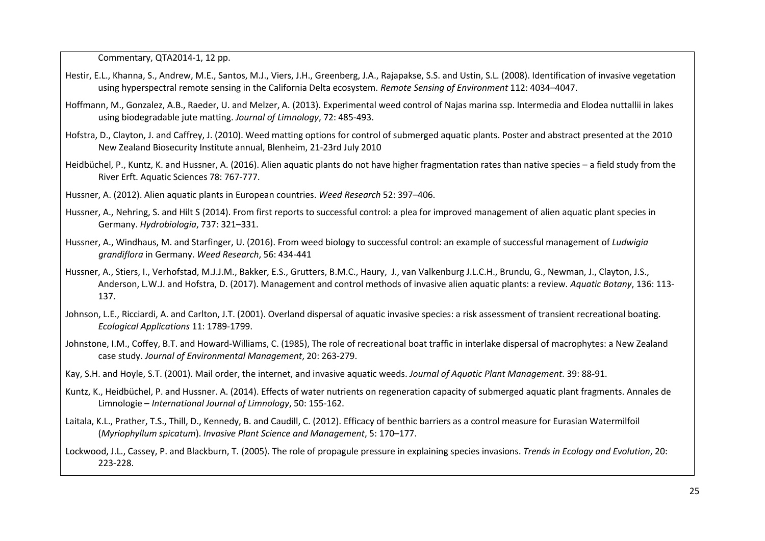Commentary, QTA2014-1, 12 pp.

Hestir, E.L., Khanna, S., Andrew, M.E., Santos, M.J., Viers, J.H., Greenberg, J.A., Rajapakse, S.S. and Ustin, S.L. (2008). Identification of invasive vegetation using hyperspectral remote sensing in the California Delta ecosystem. *Remote Sensing of Environment* 112: 4034–4047.

Hoffmann, M., Gonzalez, A.B., Raeder, U. and Melzer, A. (2013). Experimental weed control of Najas marina ssp. Intermedia and Elodea nuttallii in lakes using biodegradable jute matting. *Journal of Limnology*, 72: 485-493.

Hofstra, D., Clayton, J. and Caffrey, J. (2010). Weed matting options for control of submerged aquatic plants. Poster and abstract presented at the 2010 New Zealand Biosecurity Institute annual, Blenheim, 21-23rd July 2010

Heidbüchel, P., Kuntz, K. and Hussner, A. (2016). Alien aquatic plants do not have higher fragmentation rates than native species – a field study from the River Erft. Aquatic Sciences 78: 767-777.

Hussner, A. (2012). Alien aquatic plants in European countries. *Weed Research* 52: 397–406.

Hussner, A., Nehring, S. and Hilt S (2014). From first reports to successful control: a plea for improved management of alien aquatic plant species in Germany. *Hydrobiologia*, 737: 321–331.

Hussner, A., Windhaus, M. and Starfinger, U. (2016). From weed biology to successful control: an example of successful management of *Ludwigia grandiflora* in Germany. *Weed Research*, 56: 434-441

Hussner, A., Stiers, I., Verhofstad, M.J.J.M., Bakker, E.S., Grutters, B.M.C., Haury, J., van Valkenburg J.L.C.H., Brundu, G., Newman, J., Clayton, J.S., Anderson, L.W.J. and Hofstra, D. (2017). Management and control methods of invasive alien aquatic plants: a review. *Aquatic Botany*, 136: 113-137.

Johnson, L.E., Ricciardi, A. and Carlton, J.T. (2001). Overland dispersal of aquatic invasive species: a risk assessment of transient recreational boating. *Ecological Applications* 11: 1789-1799.

Johnstone, I.M., Coffey, B.T. and Howard-Williams, C. (1985), The role of recreational boat traffic in interlake dispersal of macrophytes: a New Zealand case study. *Journal of Environmental Management*, 20: 263-279.

Kay, S.H. and Hoyle, S.T. (2001). Mail order, the internet, and invasive aquatic weeds. *Journal of Aquatic Plant Management*. 39: 88-91.

Kuntz, K., Heidbüchel, P. and Hussner. A. (2014). Effects of water nutrients on regeneration capacity of submerged aquatic plant fragments. Annales de Limnologie – *International Journal of Limnology*, 50: 155-162.

Laitala, K.L., Prather, T.S., Thill, D., Kennedy, B. and Caudill, C. (2012). Efficacy of benthic barriers as a control measure for Eurasian Watermilfoil (*Myriophyllum spicatum*). *Invasive Plant Science and Management*, 5: 170–177.

Lockwood, J.L., Cassey, P. and Blackburn, T. (2005). The role of propagule pressure in explaining species invasions. *Trends in Ecology and Evolution*, 20: 223-228.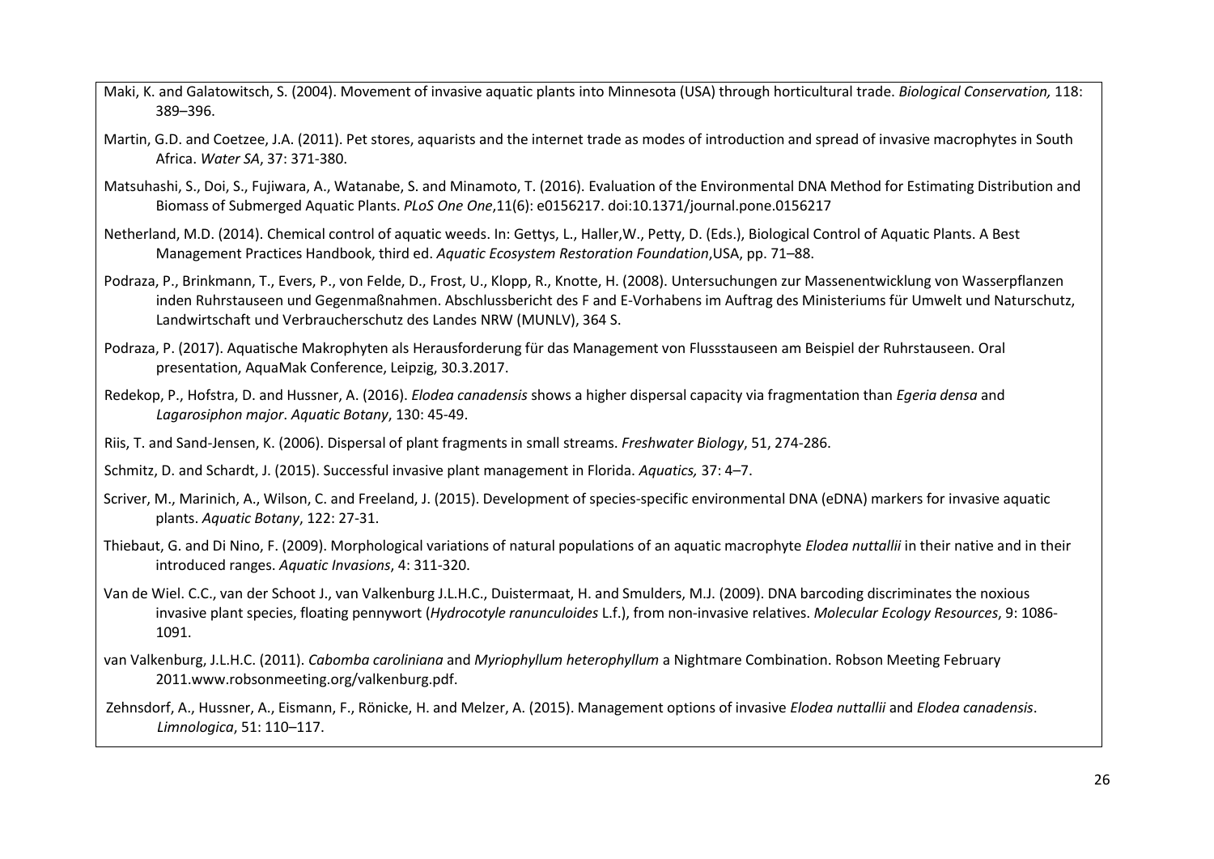Maki, K. and Galatowitsch, S. (2004). Movement of invasive aquatic plants into Minnesota (USA) through horticultural trade. *Biological Conservation,* 118: 389–396.

Martin, G.D. and Coetzee, J.A. (2011). Pet stores, aquarists and the internet trade as modes of introduction and spread of invasive macrophytes in South Africa. *Water SA*, 37: 371-380.

Matsuhashi, S., Doi, S., Fujiwara, A., Watanabe, S. and Minamoto, T. (2016). Evaluation of the Environmental DNA Method for Estimating Distribution and Biomass of Submerged Aquatic Plants. *PLoS One One*,11(6): e0156217. doi:10.1371/journal.pone.0156217

Netherland, M.D. (2014). Chemical control of aquatic weeds. In: Gettys, L., Haller,W., Petty, D. (Eds.), Biological Control of Aquatic Plants. A Best Management Practices Handbook, third ed. *Aquatic Ecosystem Restoration Foundation*,USA, pp. 71–88.

Podraza, P., Brinkmann, T., Evers, P., von Felde, D., Frost, U., Klopp, R., Knotte, H. (2008). Untersuchungen zur Massenentwicklung von Wasserpflanzen inden Ruhrstauseen und Gegenmaßnahmen. Abschlussbericht des F and E-Vorhabens im Auftrag des Ministeriums für Umwelt und Naturschutz, Landwirtschaft und Verbraucherschutz des Landes NRW (MUNLV), 364 S.

Podraza, P. (2017). Aquatische Makrophyten als Herausforderung für das Management von Flussstauseen am Beispiel der Ruhrstauseen. Oral presentation, AquaMak Conference, Leipzig, 30.3.2017.

Redekop, P., Hofstra, D. and Hussner, A. (2016). *Elodea canadensis* shows a higher dispersal capacity via fragmentation than *Egeria densa* and *Lagarosiphon major*. *Aquatic Botany*, 130: 45-49.

Riis, T. and Sand-Jensen, K. (2006). Dispersal of plant fragments in small streams. *Freshwater Biology*, 51, 274-286.

Schmitz, D. and Schardt, J. (2015). Successful invasive plant management in Florida. *Aquatics,* 37: 4–7.

Scriver, M., Marinich, A., Wilson, C. and Freeland, J. (2015). Development of species-specific environmental DNA (eDNA) markers for invasive aquatic plants. *Aquatic Botany*, 122: 27-31.

Thiebaut, G. and Di Nino, F. (2009). Morphological variations of natural populations of an aquatic macrophyte *Elodea nuttallii* in their native and in their introduced ranges. *Aquatic Invasions*, 4: 311-320.

Van de Wiel. C.C., van der Schoot J., van Valkenburg J.L.H.C., Duistermaat, H. and Smulders, M.J. (2009). DNA barcoding discriminates the noxious invasive plant species, floating pennywort (*Hydrocotyle ranunculoides* L.f.), from non-invasive relatives. *Molecular Ecology Resources*, 9: 1086-1091.

van Valkenburg, J.L.H.C. (2011). *Cabomba caroliniana* and *Myriophyllum heterophyllum* a Nightmare Combination. Robson Meeting February 2011.www.robsonmeeting.org/valkenburg.pdf.

Zehnsdorf, A., Hussner, A., Eismann, F., Rönicke, H. and Melzer, A. (2015). Management options of invasive *Elodea nuttallii* and *Elodea canadensis*. *Limnologica*, 51: 110–117.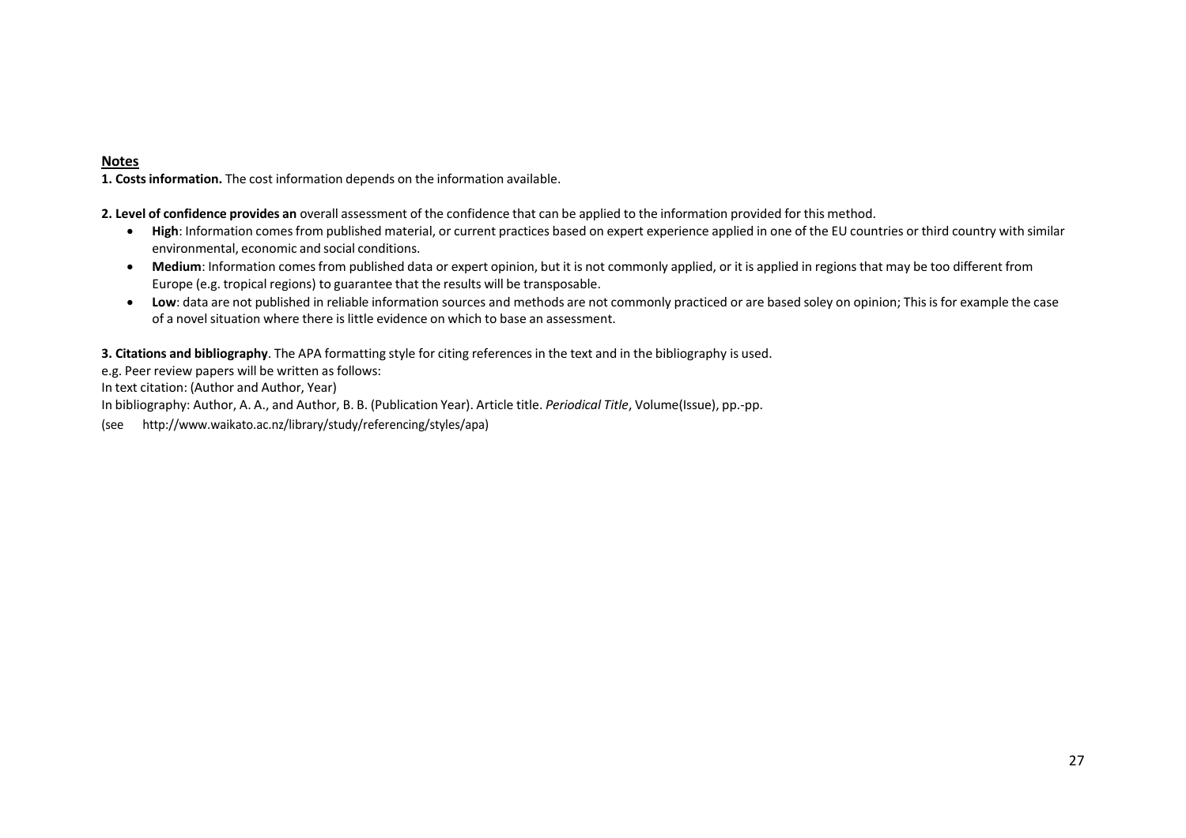**Notes**

**1. Costs information.** The cost information depends on the information available.

**2. Level of confidence provides an** overall assessment of the confidence that can be applied to the information provided for this method.

- **High**: Information comes from published material, or current practices based on expert experience applied in one of the EU countries or third country with similar environmental, economic and social conditions.
- **Medium**: Information comes from published data or expert opinion, but it is not commonly applied, or it is applied in regions that may be too different from Europe (e.g. tropical regions) to guarantee that the results will be transposable.
- **Low**: data are not published in reliable information sources and methods are not commonly practiced or are based soley on opinion; This is for example the case of a novel situation where there is little evidence on which to base an assessment.

**3. Citations and bibliography**. The APA formatting style for citing references in the text and in the bibliography is used.

e.g. Peer review papers will be written as follows:

In text citation: (Author and Author, Year)

In bibliography: Author, A. A., and Author, B. B. (Publication Year). Article title. *Periodical Title*, Volume(Issue), pp.-pp.

(see http://www.waikato.ac.nz/library/study/referencing/styles/apa)